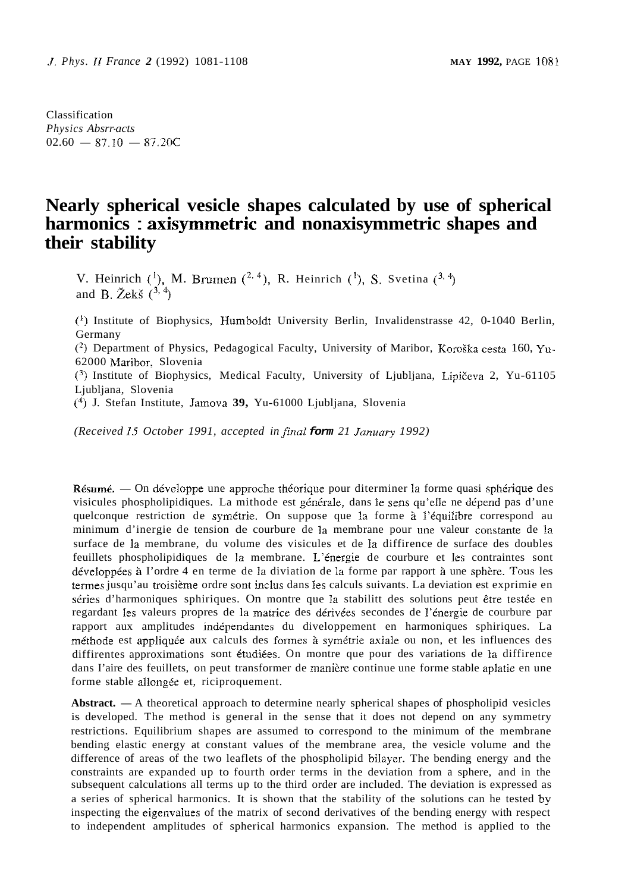Classification
*Physics Abstracts*
02.60 — 87.10 — 87.20C

# Nearly spherical vesicle shapes calculated by use of spherical harmonics : axisymmetric and nonaxisymmetric shapes and their stability

V. Heinrich [1], M. Brumen [2,4], R. Heinrich [1], S. Svetina [3,4] and B. Žekš [3,4]

[1] Institute of Biophysics, Humboldt University Berlin, Invalidenstrasse 42, 0-1040 Berlin, Germany

[2] Department of Physics, Pedagogical Faculty, University of Maribor, Koroška cesta 160, Yu-62000 Maribor, Slovenia

[3] Institute of Biophysics, Medical Faculty, University of Ljubljana, Lipičeva 2, Yu-61105 Ljubljana, Slovenia

[4] J. Stefan Institute, Jamova 39, Yu-61000 Ljubljana, Slovenia

*(Received 15 October 1991, accepted in final form 21 January 1992)*

**Résumé.** — On développe une approche théorique pour diterminer la forme quasi sphérique des visicules phospholipidiques. La mithode est générale, dans le sens qu'elle ne dépend pas d'une quelconque restriction de symétrie. On suppose que la forme à l'équilibre correspond au minimum d'inergie de tension de courbure de la membrane pour une valeur constante de la surface de la membrane, du volume des visicules et de la diffirence de surface des doubles feuillets phospholipidiques de la membrane. L'énergie de courbure et les contraintes sont développées à l'ordre 4 en terme de la diviation de la forme par rapport à une sphère. Tous les termes jusqu'au troisième ordre sont inclus dans les calculs suivants. La deviation est exprimie en séries d'harmoniques sphiriques. On montre que la stabilitt des solutions peut être testée en regardant les valeurs propres de la matrice des dérivées secondes de l'énergie de courbure par rapport aux amplitudes indépendantes du diveloppement en harmoniques sphiriques. La méthode est appliquée aux calculs des formes à symétrie axiale ou non, et les influences des diffirentes approximations sont étudiées. On montre que pour des variations de la diffirence dans l'aire des feuillets, on peut transformer de manière continue une forme stable aplatie en une forme stable allongée et, riciproquement.

**Abstract.** — A theoretical approach to determine nearly spherical shapes of phospholipid vesicles is developed. The method is general in the sense that it does not depend on any symmetry restrictions. Equilibrium shapes are assumed to correspond to the minimum of the membrane bending elastic energy at constant values of the membrane area, the vesicle volume and the difference of areas of the two leaflets of the phospholipid bilayer. The bending energy and the constraints are expanded up to fourth order terms in the deviation from a sphere, and in the subsequent calculations all terms up to the third order are included. The deviation is expressed as a series of spherical harmonics. It is shown that the stability of the solutions can he tested by inspecting the eigenvalues of the matrix of second derivatives of the bending energy with respect to independent amplitudes of spherical harmonics expansion. The method is applied to the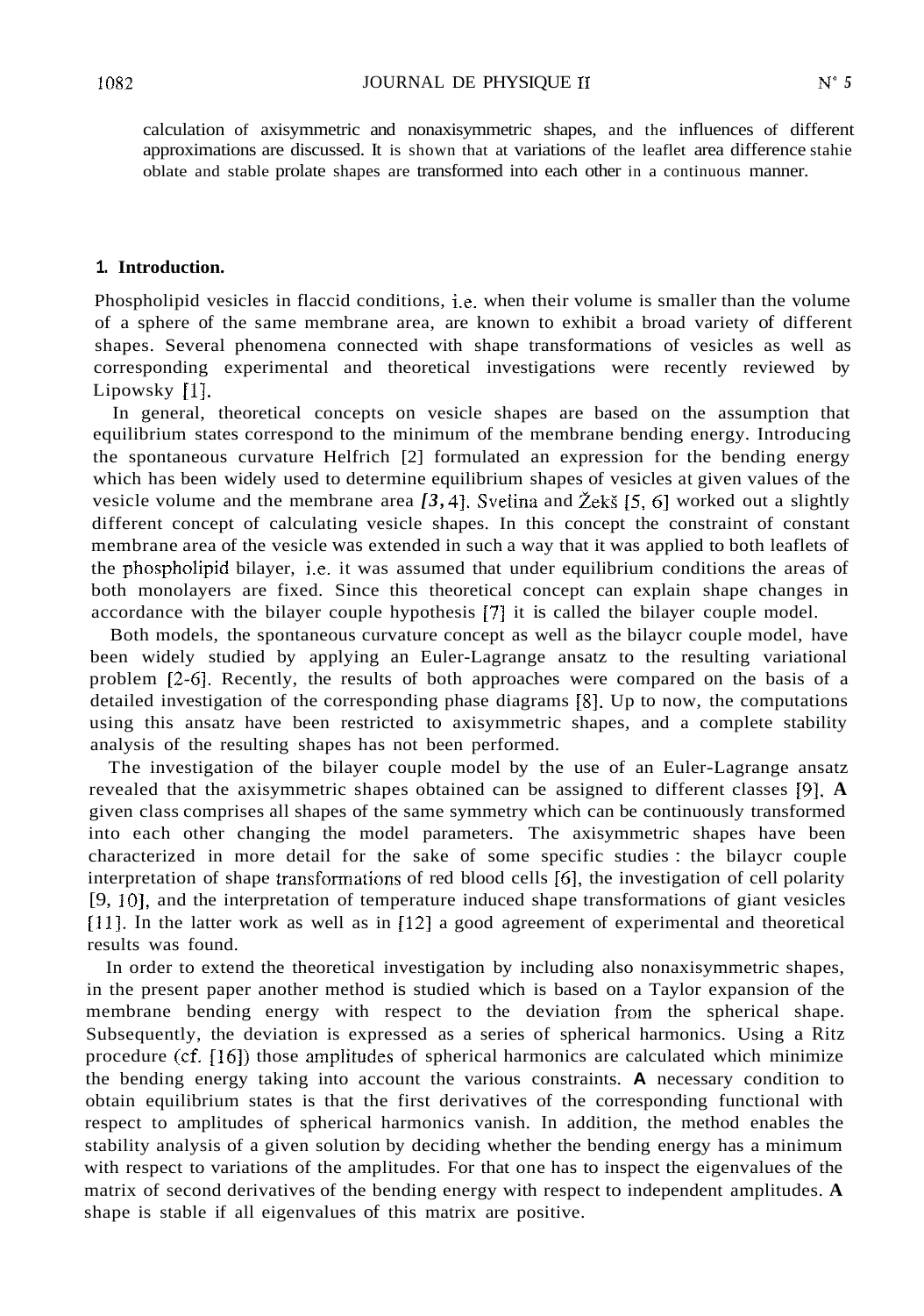calculation of axisymmetric and nonaxisymmetric shapes, and the influences of different approximations are discussed. It is shown that at variations of the leaflet area difference stahie oblate and stable prolate shapes are transformed into each other in a continuous manner.

## 1. Introduction.

Phospholipid vesicles in flaccid conditions, i.e. when their volume is smaller than the volume of a sphere of the same membrane area, are known to exhibit a broad variety of different shapes. Several phenomena connected with shape transformations of vesicles as well as corresponding experimental and theoretical investigations were recently reviewed by Lipowsky [1].

In general, theoretical concepts on vesicle shapes are based on the assumption that equilibrium states correspond to the minimum of the membrane bending energy. Introducing the spontaneous curvature Helfrich [2] formulated an expression for the bending energy which has been widely used to determine equilibrium shapes of vesicles at given values of the vesicle volume and the membrane area [3, 4]. Svetina and Žekš [5, 6] worked out a slightly different concept of calculating vesicle shapes. In this concept the constraint of constant membrane area of the vesicle was extended in such a way that it was applied to both leaflets of the phospholipid bilayer, i.e. it was assumed that under equilibrium conditions the areas of both monolayers are fixed. Since this theoretical concept can explain shape changes in accordance with the bilayer couple hypothesis [7] it is called the bilayer couple model.

Both models, the spontaneous curvature concept as well as the bilaycr couple model, have been widely studied by applying an Euler-Lagrange ansatz to the resulting variational problem [2-6]. Recently, the results of both approaches were compared on the basis of a detailed investigation of the corresponding phase diagrams [8]. Up to now, the computations using this ansatz have been restricted to axisymmetric shapes, and a complete stability analysis of the resulting shapes has not been performed.

The investigation of the bilayer couple model by the use of an Euler-Lagrange ansatz revealed that the axisymmetric shapes obtained can be assigned to different classes [9]. **A** given class comprises all shapes of the same symmetry which can be continuously transformed into each other changing the model parameters. The axisymmetric shapes have been characterized in more detail for the sake of some specific studies : the bilaycr couple interpretation of shape transformations of red blood cells [6], the investigation of cell polarity [9, 10], and the interpretation of temperature induced shape transformations of giant vesicles [11]. In the latter work as well as in [12] a good agreement of experimental and theoretical results was found.

In order to extend the theoretical investigation by including also nonaxisymmetric shapes, in the present paper another method is studied which is based on a Taylor expansion of the membrane bending energy with respect to the deviation from the spherical shape. Subsequently, the deviation is expressed as a series of spherical harmonics. Using a Ritz procedure (cf. [16]) those amplitudes of spherical harmonics are calculated which minimize the bending energy taking into account the various constraints. **A** necessary condition to obtain equilibrium states is that the first derivatives of the corresponding functional with respect to amplitudes of spherical harmonics vanish. In addition, the method enables the stability analysis of a given solution by deciding whether the bending energy has a minimum with respect to variations of the amplitudes. For that one has to inspect the eigenvalues of the matrix of second derivatives of the bending energy with respect to independent amplitudes. **A** shape is stable if all eigenvalues of this matrix are positive.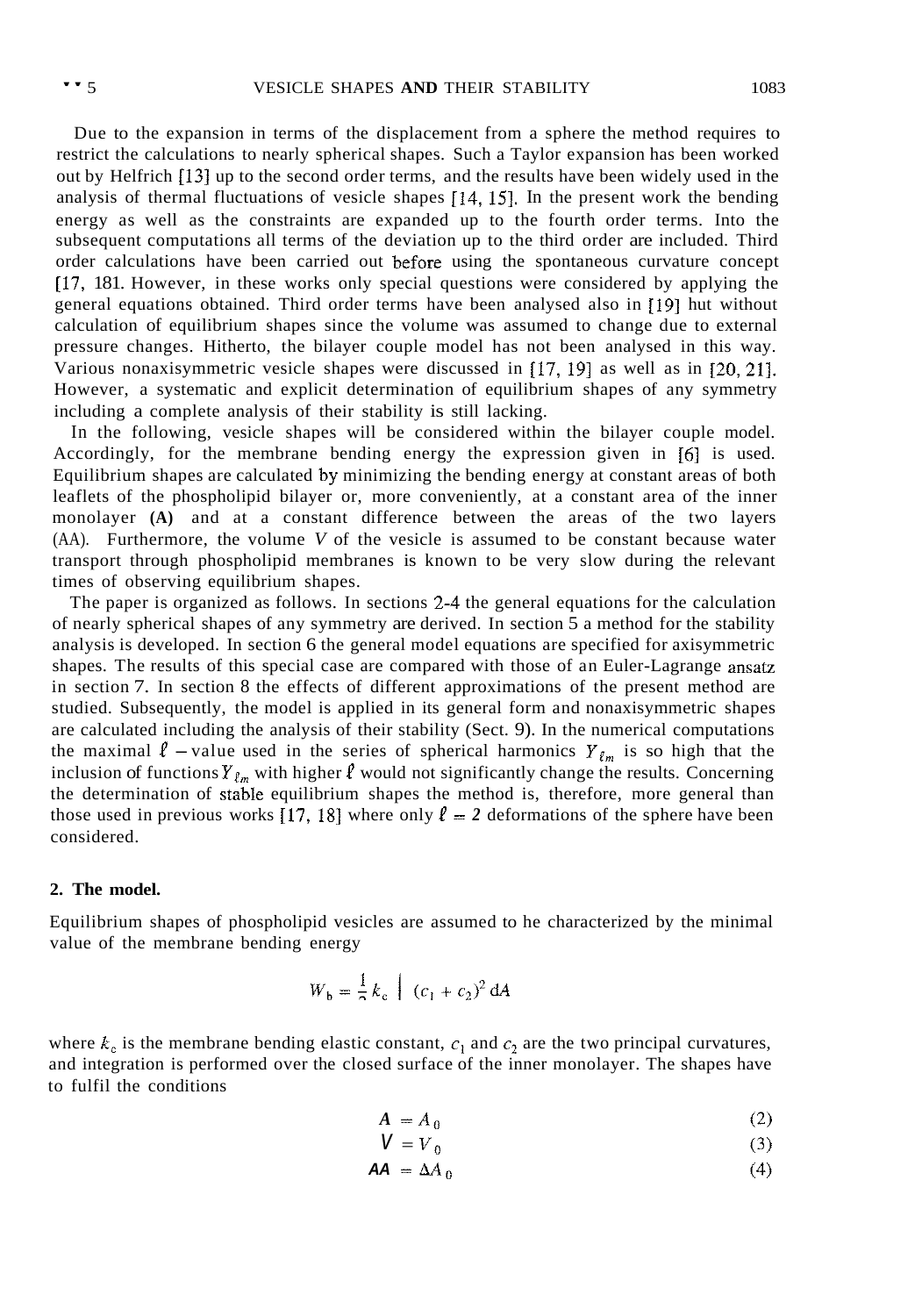Due to the expansion in terms of the displacement from a sphere the method requires to restrict the calculations to nearly spherical shapes. Such a Taylor expansion has been worked out by Helfrich [13] up to the second order terms, and the results have been widely used in the analysis of thermal fluctuations of vesicle shapes [14, 15]. In the present work the bending energy as well as the constraints are expanded up to the fourth order terms. Into the subsequent computations all terms of the deviation up to the third order are included. Third order calculations have been carried out before using the spontaneous curvature concept [17, 18]. However, in these works only special questions were considered by applying the general equations obtained. Third order terms have been analysed also in [19] but without calculation of equilibrium shapes since the volume was assumed to change due to external pressure changes. Hitherto, the bilayer couple model has not been analysed in this way. Various nonaxisymmetric vesicle shapes were discussed in [17, 19] as well as in [20, 21]. However, a systematic and explicit determination of equilibrium shapes of any symmetry including a complete analysis of their stability is still lacking.

In the following, vesicle shapes will be considered within the bilayer couple model. Accordingly, for the membrane bending energy the expression given in [6] is used. Equilibrium shapes are calculated by minimizing the bending energy at constant areas of both leaflets of the phospholipid bilayer or, more conveniently, at a constant area of the inner monolayer $(A)$ and at a constant difference between the areas of the two layers $(\Delta A)$. Furthermore, the volume $V$ of the vesicle is assumed to be constant because water transport through phospholipid membranes is known to be very slow during the relevant times of observing equilibrium shapes.

The paper is organized as follows. In sections 2-4 the general equations for the calculation of nearly spherical shapes of any symmetry are derived. In section 5 a method for the stability analysis is developed. In section 6 the general model equations are specified for axisymmetric shapes. The results of this special case are compared with those of an Euler-Lagrange ansatz in section 7. In section 8 the effects of different approximations of the present method are studied. Subsequently, the model is applied in its general form and nonaxisymmetric shapes are calculated including the analysis of their stability (Sect. 9). In the numerical computations the maximal $\ell$-value used in the series of spherical harmonics $Y_{\ell m}$ is so high that the inclusion of functions $Y_{\ell m}$ with higher $\ell$ would not significantly change the results. Concerning the determination of stable equilibrium shapes the method is, therefore, more general than those used in previous works [17, 18] where only $\ell = 2$ deformations of the sphere have been considered.

## 2. The model.

Equilibrium shapes of phospholipid vesicles are assumed to be characterized by the minimal value of the membrane bending energy

$$W_b = \frac{1}{2} k_c \int (c_1 + c_2)^2 \, \mathrm{d}A$$

where $k_c$ is the membrane bending elastic constant, $c_1$ and $c_2$ are the two principal curvatures, and integration is performed over the closed surface of the inner monolayer. The shapes have to fulfil the conditions

$$A = A_0 \tag{2}$$

$$V = V_0 \tag{3}$$

$$\Delta A = \Delta A_0 \tag{4}$$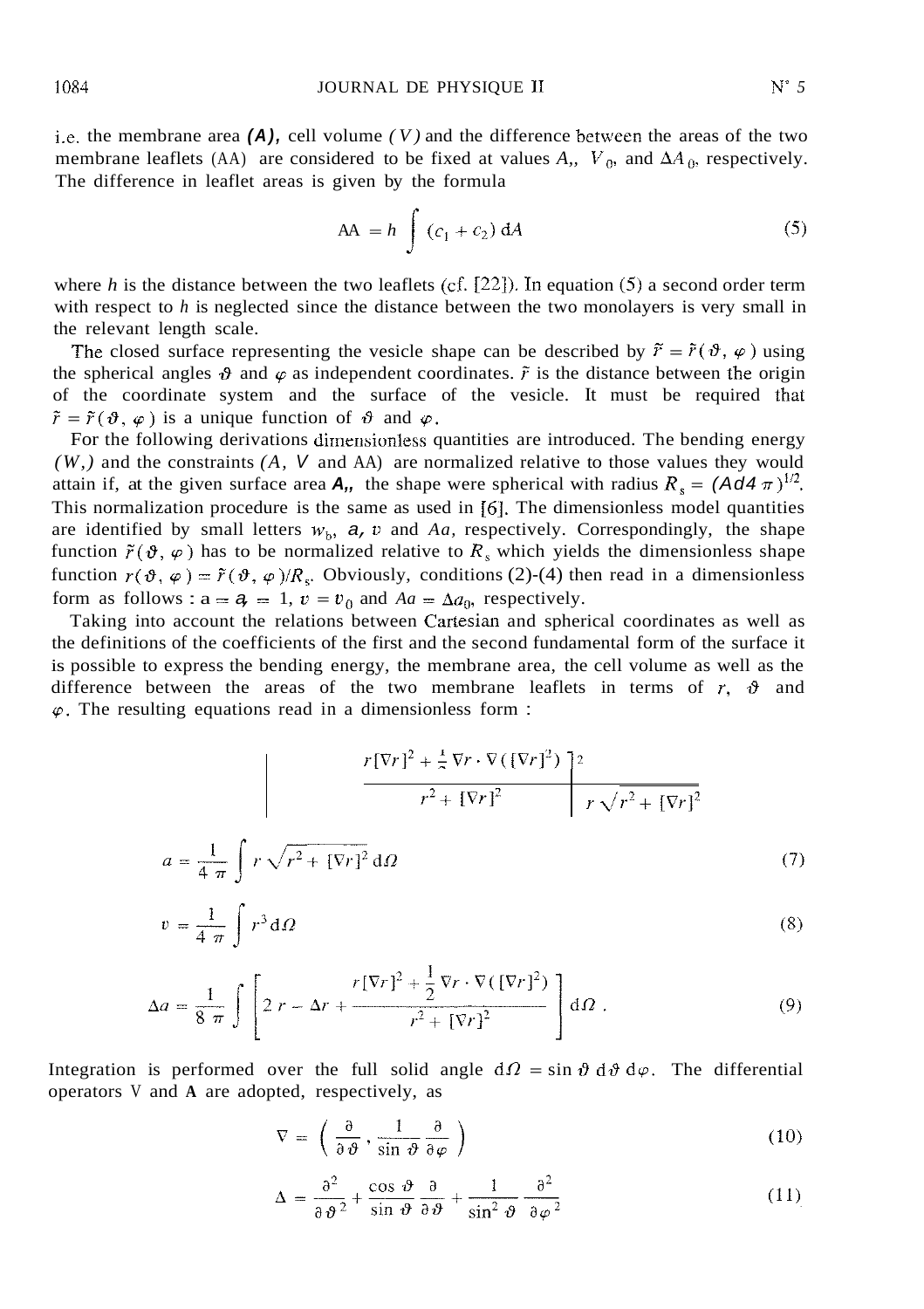i.e. the membrane area $(A)$, cell volume $(V)$ and the difference between the areas of the two membrane leaflets $(\Delta A)$ are considered to be fixed at values $A_s$, $V_0$, and $\Delta A_0$, respectively. The difference in leaflet areas is given by the formula

$$\Delta A = h \int (c_1 + c_2)\, \mathrm{d}A \tag{5}$$

where $h$ is the distance between the two leaflets (cf. [22]). In equation (5) a second order term with respect to $h$ is neglected since the distance between the two monolayers is very small in the relevant length scale.

The closed surface representing the vesicle shape can be described by $\tilde{r} = \tilde{r}(\vartheta, \varphi)$ using the spherical angles $\vartheta$ and $\varphi$ as independent coordinates. $\tilde{r}$ is the distance between the origin of the coordinate system and the surface of the vesicle. It must be required that $\tilde{r} = \tilde{r}(\vartheta, \varphi)$ is a unique function of $\vartheta$ and $\varphi$.

For the following derivations dimensionless quantities are introduced. The bending energy $(W_b)$ and the constraints $(A, V$ and $\Delta A)$ are normalized relative to those values they would attain if, at the given surface area $A_s$, the shape were spherical with radius $R_s = (A_s/4\pi)^{1/2}$. This normalization procedure is the same as used in [6]. The dimensionless model quantities are identified by small letters $w_b$, $a$, $v$ and $\Delta a$, respectively. Correspondingly, the shape function $\tilde{r}(\vartheta, \varphi)$ has to be normalized relative to $R_s$ which yields the dimensionless shape function $r(\vartheta, \varphi) = \tilde{r}(\vartheta, \varphi)/R_s$. Obviously, conditions (2)-(4) then read in a dimensionless form as follows : $a = a_s = 1$, $v = v_0$ and $\Delta a = \Delta a_0$, respectively.

Taking into account the relations between Cartesian and spherical coordinates as well as the definitions of the coefficients of the first and the second fundamental form of the surface it is possible to express the bending energy, the membrane area, the cell volume as well as the difference between the areas of the two membrane leaflets in terms of $r$, $\vartheta$ and $\varphi$. The resulting equations read in a dimensionless form :

$$\left. \frac{r[\nabla r]^2 + \frac{1}{2}\nabla r \cdot \nabla([\nabla r]^2)}{r^2 + [\nabla r]^2} \right]^2 \; r\sqrt{r^2 + [\nabla r]^2}$$

$$a = \frac{1}{4\pi} \int r\sqrt{r^2 + [\nabla r]^2}\, \mathrm{d}\Omega \tag{7}$$

$$v = \frac{1}{4\pi} \int r^3\, \mathrm{d}\Omega \tag{8}$$

$$\Delta a = \frac{1}{8\pi} \int \left[ 2r - \Delta r + \frac{r[\nabla r]^2 + \frac{1}{2}\nabla r \cdot \nabla([\nabla r]^2)}{r^2 + [\nabla r]^2} \right] \mathrm{d}\Omega\,. \tag{9}$$

Integration is performed over the full solid angle $\mathrm{d}\Omega = \sin\vartheta\, \mathrm{d}\vartheta\, \mathrm{d}\varphi$. The differential operators $\nabla$ and $\Delta$ are adopted, respectively, as

$$\nabla = \left( \frac{\partial}{\partial\vartheta}, \frac{1}{\sin\vartheta}\frac{\partial}{\partial\varphi} \right) \tag{10}$$

$$\Delta = \frac{\partial^2}{\partial\vartheta^2} + \frac{\cos\vartheta}{\sin\vartheta}\frac{\partial}{\partial\vartheta} + \frac{1}{\sin^2\vartheta}\frac{\partial^2}{\partial\varphi^2} \tag{11}$$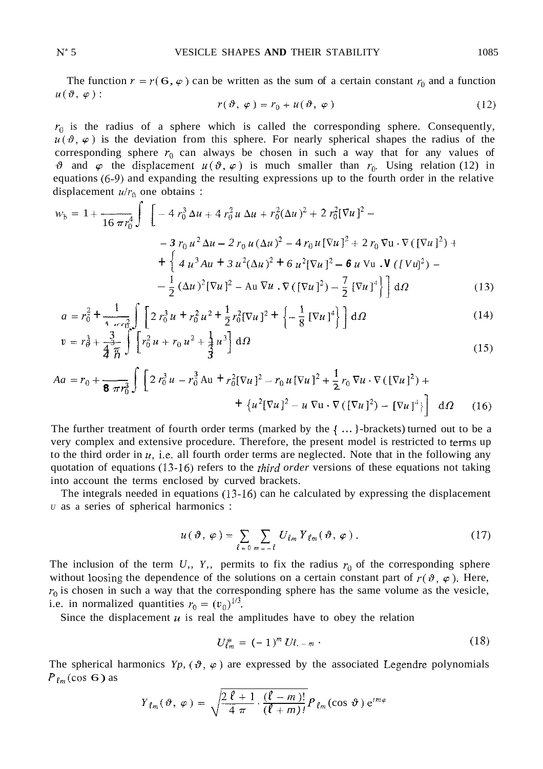The function $r = r(\vartheta, \varphi)$ can be written as the sum of a certain constant $r_0$ and a function $u(\vartheta, \varphi)$ :

$$r(\vartheta, \varphi) = r_0 + u(\vartheta, \varphi) \tag{12}$$

$r_0$ is the radius of a sphere which is called the corresponding sphere. Consequently, $u(\vartheta, \varphi)$ is the deviation from this sphere. For nearly spherical shapes the radius of the corresponding sphere $r_0$ can always be chosen in such a way that for any values of $\vartheta$ and $\varphi$ the displacement $u(\vartheta, \varphi)$ is much smaller than $r_0$. Using relation (12) in equations (6-9) and expanding the resulting expressions up to the fourth order in the relative displacement $u/r_0$ one obtains :

$$\begin{aligned} w_b = 1 + \frac{1}{16\,\pi r_0^4} \int \Big[ & - 4\, r_0^3\, \Delta u + 4\, r_0^2\, u\, \Delta u + r_0^2 (\Delta u)^2 + 2\, r_0^2 [\nabla u]^2 - \\ & - 3\, r_0\, u^2\, \Delta u - 2\, r_0\, u\, (\Delta u)^2 - 4\, r_0\, u\, [\nabla u]^2 + 2\, r_0\, \nabla u \cdot \nabla ([\nabla u]^2) + \\ & + \Big\{ 4\, u^3\, \Delta u + 3\, u^2 (\Delta u)^2 + 6\, u^2 [\nabla u]^2 - 6\, u\, \nabla u \cdot \nabla ([\nabla u]^2) - \\ & - \frac{1}{2} (\Delta u)^2 [\nabla u]^2 - \Delta u\, \nabla u \cdot \nabla ([\nabla u]^2) - \frac{7}{2} [\nabla u]^4 \Big\} \Big]\, \mathrm{d}\Omega \end{aligned} \tag{13}$$

$$a = r_0^2 + \frac{1}{4\,\pi r_0^2} \int \left[ 2\, r_0^3\, u + r_0^2\, u^2 + \frac{1}{2} r_0^2 [\nabla u]^2 + \left\{ -\frac{1}{8} [\nabla u]^4 \right\} \right] \mathrm{d}\Omega \tag{14}$$

$$v = r_0^3 + \frac{3}{4\,\pi} \int \left[ r_0^2\, u + r_0\, u^2 + \frac{1}{3} u^3 \right] \mathrm{d}\Omega \tag{15}$$

$$\begin{aligned} \Delta a = r_0 + \frac{1}{8\,\pi r_0^3} \int \Big[ & 2\, r_0^3\, u - r_0^3\, \Delta u + r_0^2 [\nabla u]^2 - r_0\, u\, [\nabla u]^2 + \frac{1}{2} r_0\, \nabla u \cdot \nabla ([\nabla u]^2) + \\ & + \left\{ u^2 [\nabla u]^2 - u\, \nabla u \cdot \nabla ([\nabla u]^2) - [\nabla u]^4 \right\} \Big]\, \mathrm{d}\Omega \end{aligned} \tag{16}$$

The further treatment of fourth order terms (marked by the { ... }-brackets) turned out to be a very complex and extensive procedure. Therefore, the present model is restricted to terms up to the third order in $u$, i.e. all fourth order terms are neglected. Note that in the following any quotation of equations (13-16) refers to the *third order* versions of these equations not taking into account the terms enclosed by curved brackets.

The integrals needed in equations (13-16) can be calculated by expressing the displacement $u$ as a series of spherical harmonics :

$$u(\vartheta, \varphi) = \sum_{\ell = 0} \sum_{m = -\ell} U_{\ell m}\, Y_{\ell m}(\vartheta, \varphi) \,. \tag{17}$$

The inclusion of the term $U_{00}\, Y_{00}$ permits to fix the radius $r_0$ of the corresponding sphere without loosing the dependence of the solutions on a certain constant part of $r(\vartheta, \varphi)$. Here, $r_0$ is chosen in such a way that the corresponding sphere has the same volume as the vesicle, i.e. in normalized quantities $r_0 = (v_0)^{1/3}$.

Since the displacement $u$ is real the amplitudes have to obey the relation

$$U_{\ell m}^{*} = (-1)^m\, U_{\ell, -m} \,. \tag{18}$$

The spherical harmonics $Y_{\ell m}(\vartheta, \varphi)$ are expressed by the associated Legendre polynomials $P_{\ell m}(\cos \vartheta)$ as

$$Y_{\ell m}(\vartheta, \varphi) = \sqrt{\frac{2\,\ell + 1}{4\,\pi} \cdot \frac{(\ell - m)!}{(\ell + m)!}}\, P_{\ell m}(\cos \vartheta)\, \mathrm{e}^{i m \varphi}$$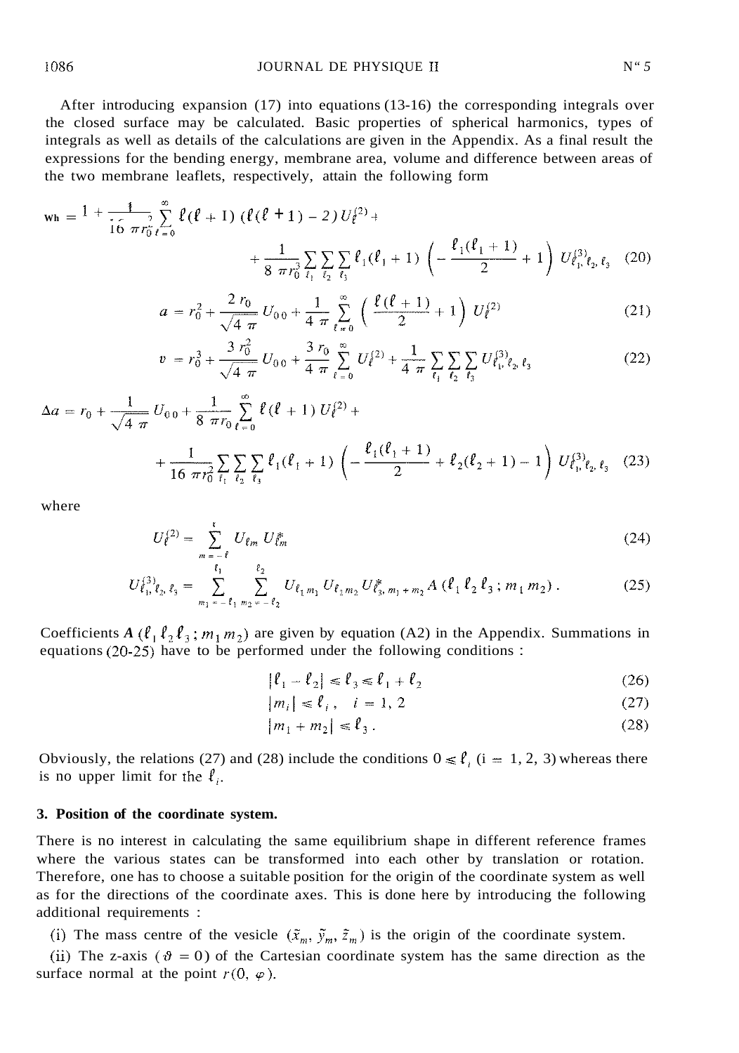After introducing expansion (17) into equations (13-16) the corresponding integrals over the closed surface may be calculated. Basic properties of spherical harmonics, types of integrals as well as details of the calculations are given in the Appendix. As a final result the expressions for the bending energy, membrane area, volume and difference between areas of the two membrane leaflets, respectively, attain the following form

$$w_b = 1 + \frac{1}{16 \pi r_0^2} \sum_{\ell=0}^{\infty} \ell(\ell+1) (\ell(\ell+1) - 2) U_\ell^{(2)} + \\ + \frac{1}{8 \pi r_0^3} \sum_{\ell_1} \sum_{\ell_2} \sum_{\ell_3} \ell_1(\ell_1+1) \left( - \frac{\ell_1(\ell_1+1)}{2} + 1 \right) U_{\ell_1, \ell_2, \ell_3}^{(3)} \tag{20}$$

$$a = r_0^2 + \frac{2 r_0}{\sqrt{4 \pi}} U_{00} + \frac{1}{4 \pi} \sum_{\ell=0}^{\infty} \left( \frac{\ell(\ell+1)}{2} + 1 \right) U_\ell^{(2)} \tag{21}$$

$$v = r_0^3 + \frac{3 r_0^2}{\sqrt{4 \pi}} U_{00} + \frac{3 r_0}{4 \pi} \sum_{\ell=0}^{\infty} U_\ell^{(2)} + \frac{1}{4 \pi} \sum_{\ell_1} \sum_{\ell_2} \sum_{\ell_3} U_{\ell_1, \ell_2, \ell_3}^{(3)} \tag{22}$$

$$\Delta a = r_0 + \frac{1}{\sqrt{4 \pi}} U_{00} + \frac{1}{8 \pi r_0} \sum_{\ell=0}^{\infty} \ell(\ell+1) U_\ell^{(2)} + \\ + \frac{1}{16 \pi r_0^2} \sum_{\ell_1} \sum_{\ell_2} \sum_{\ell_3} \ell_1(\ell_1+1) \left( - \frac{\ell_1(\ell_1+1)}{2} + \ell_2(\ell_2+1) - 1 \right) U_{\ell_1, \ell_2, \ell_3}^{(3)} \tag{23}$$

where

$$U_\ell^{(2)} = \sum_{m=-\ell}^{\ell} U_{\ell m} U_{\ell m}^* \tag{24}$$

$$U_{\ell_1, \ell_2, \ell_3}^{(3)} = \sum_{m_1=-\ell_1}^{\ell_1} \sum_{m_2=-\ell_2}^{\ell_2} U_{\ell_1 m_1} U_{\ell_2 m_2} U_{\ell_3, m_1+m_2}^* A(\ell_1 \ell_2 \ell_3 ; m_1 m_2) . \tag{25}$$

Coefficients $A(\ell_1 \ell_2 \ell_3 ; m_1 m_2)$ are given by equation (A2) in the Appendix. Summations in equations (20-25) have to be performed under the following conditions :

$$|\ell_1 - \ell_2| \leq \ell_3 \leq \ell_1 + \ell_2 \tag{26}$$

$$|m_i| \leq \ell_i , \quad i = 1, 2 \tag{27}$$

$$|m_1 + m_2| \leq \ell_3 . \tag{28}$$

Obviously, the relations (27) and (28) include the conditions $0 \leq \ell_i$ (i = 1, 2, 3) whereas there is no upper limit for the $\ell_i$.

## 3. Position of the coordinate system.

There is no interest in calculating the same equilibrium shape in different reference frames where the various states can be transformed into each other by translation or rotation. Therefore, one has to choose a suitable position for the origin of the coordinate system as well as for the directions of the coordinate axes. This is done here by introducing the following additional requirements :

(i) The mass centre of the vesicle $(\tilde{x}_m, \tilde{y}_m, \tilde{z}_m)$ is the origin of the coordinate system.

(ii) The z-axis $(\vartheta = 0)$ of the Cartesian coordinate system has the same direction as the surface normal at the point $r(0, \varphi)$.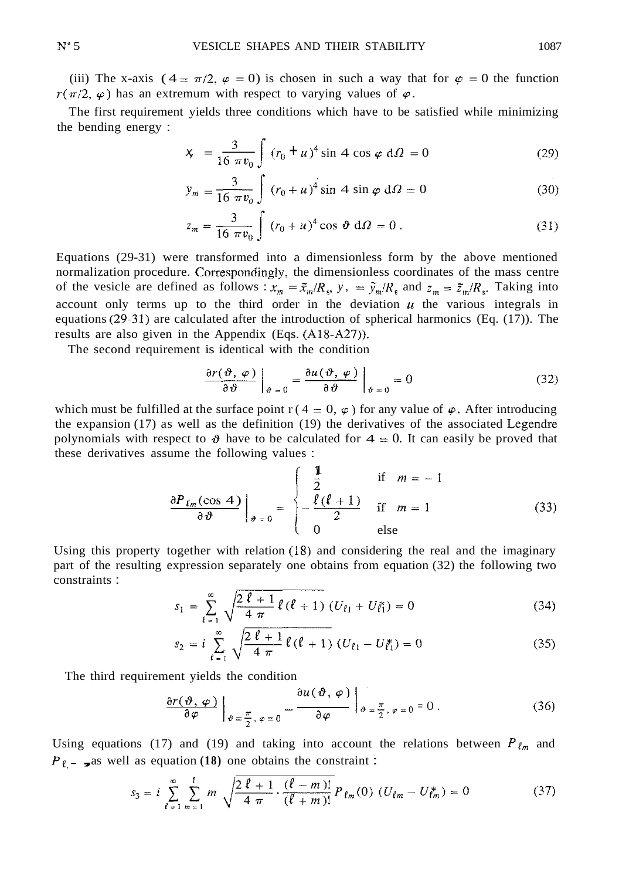(iii) The x-axis ($\vartheta = \pi/2$, $\varphi = 0$) is chosen in such a way that for $\varphi = 0$ the function $r(\pi/2, \varphi)$ has an extremum with respect to varying values of $\varphi$.

The first requirement yields three conditions which have to be satisfied while minimizing the bending energy :

$$x_m = \frac{3}{16\ \pi v_0} \int (r_0 + u)^4 \sin \vartheta \cos \varphi \, \mathrm{d}\Omega = 0 \tag{29}$$

$$y_m = \frac{3}{16\ \pi v_0} \int (r_0 + u)^4 \sin \vartheta \sin \varphi \, \mathrm{d}\Omega = 0 \tag{30}$$

$$z_m = \frac{3}{16\ \pi v_0} \int (r_0 + u)^4 \cos \vartheta \, \mathrm{d}\Omega = 0 \, . \tag{31}$$

Equations (29-31) were transformed into a dimensionless form by the above mentioned normalization procedure. Correspondingly, the dimensionless coordinates of the mass centre of the vesicle are defined as follows : $x_m = \tilde{x}_m/R_s$, $y_m = \tilde{y}_m/R_s$ and $z_m = \tilde{z}_m/R_s$. Taking into account only terms up to the third order in the deviation $u$ the various integrals in equations (29-31) are calculated after the introduction of spherical harmonics (Eq. (17)). The results are also given in the Appendix (Eqs. (A18-A27)).

The second requirement is identical with the condition

$$\left. \frac{\partial r(\vartheta, \varphi)}{\partial \vartheta} \right|_{\vartheta = 0} = \left. \frac{\partial u(\vartheta, \varphi)}{\partial \vartheta} \right|_{\vartheta = 0} = 0 \tag{32}$$

which must be fulfilled at the surface point $r(\vartheta = 0, \varphi)$ for any value of $\varphi$. After introducing the expansion (17) as well as the definition (19) the derivatives of the associated Legendre polynomials with respect to $\vartheta$ have to be calculated for $\vartheta = 0$. It can easily be proved that these derivatives assume the following values :

$$\left. \frac{\partial P_{\ell m}(\cos \vartheta)}{\partial \vartheta} \right|_{\vartheta = 0} = \begin{cases} \dfrac{1}{2} & \text{if} \quad m = -1 \\ -\dfrac{\ell(\ell+1)}{2} & \text{if} \quad m = 1 \\ 0 & \text{else} \end{cases} \tag{33}$$

Using this property together with relation (18) and considering the real and the imaginary part of the resulting expression separately one obtains from equation (32) the following two constraints :

$$s_1 = \sum_{\ell=1}^{\infty} \sqrt{\frac{2\ \ell + 1}{4\ \pi}}\ \ell(\ell+1)\ (U_{\ell 1} + U_{\ell 1}^*) = 0 \tag{34}$$

$$s_2 = i \sum_{\ell=1}^{\infty} \sqrt{\frac{2\ \ell + 1}{4\ \pi}}\ \ell(\ell+1)\ (U_{\ell 1} - U_{\ell 1}^*) = 0 \tag{35}$$

The third requirement yields the condition

$$\left. \frac{\partial r(\vartheta, \varphi)}{\partial \varphi} \right|_{\vartheta = \frac{\pi}{2},\ \varphi = 0} = \left. \frac{\partial u(\vartheta, \varphi)}{\partial \varphi} \right|_{\vartheta = \frac{\pi}{2},\ \varphi = 0} = 0 \, . \tag{36}$$

Using equations (17) and (19) and taking into account the relations between $P_{\ell m}$ and $P_{\ell, -m}$ as well as equation (18) one obtains the constraint :

$$s_3 = i \sum_{\ell=1}^{\infty} \sum_{m=1}^{\ell} m \sqrt{\frac{2\ \ell + 1}{4\ \pi} \cdot \frac{(\ell - m)!}{(\ell + m)!}}\ P_{\ell m}(0)\ (U_{\ell m} - U_{\ell m}^*) = 0 \tag{37}$$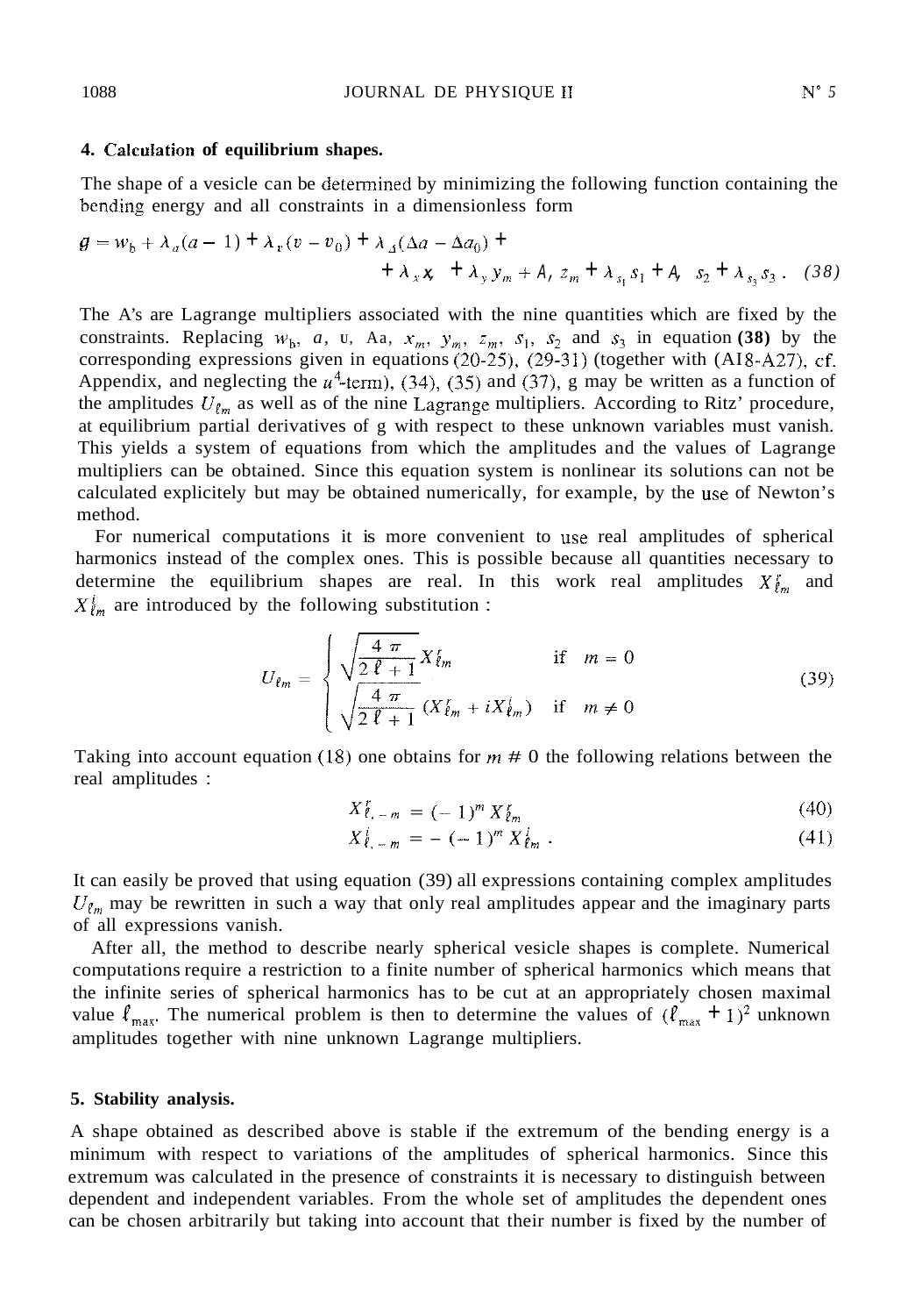## 4. Calculation of equilibrium shapes.

The shape of a vesicle can be determined by minimizing the following function containing the bending energy and all constraints in a dimensionless form

$$g = w_b + \lambda_a(a - 1) + \lambda_v(v - v_0) + \lambda_\Delta(\Delta a - \Delta a_0) + \\ + \lambda_x x_m + \lambda_y y_m + \lambda_z z_m + \lambda_{s_1} s_1 + \lambda_{s_2} s_2 + \lambda_{s_3} s_3 \,. \quad (38)$$

The A's are Lagrange multipliers associated with the nine quantities which are fixed by the constraints. Replacing $w_b$, $a$, $v$, $\Delta a$, $x_m$, $y_m$, $z_m$, $s_1$, $s_2$ and $s_3$ in equation **(38)** by the corresponding expressions given in equations (20-25), (29-31) (together with (A18-A27), cf. Appendix, and neglecting the $u^4$-term), (34), (35) and (37), g may be written as a function of the amplitudes $U_{\ell m}$ as well as of the nine Lagrange multipliers. According to Ritz' procedure, at equilibrium partial derivatives of g with respect to these unknown variables must vanish. This yields a system of equations from which the amplitudes and the values of Lagrange multipliers can be obtained. Since this equation system is nonlinear its solutions can not be calculated explicitely but may be obtained numerically, for example, by the use of Newton's method.

For numerical computations it is more convenient to use real amplitudes of spherical harmonics instead of the complex ones. This is possible because all quantities necessary to determine the equilibrium shapes are real. In this work real amplitudes $X^r_{\ell m}$ and $X^i_{\ell m}$ are introduced by the following substitution :

$$U_{\ell m} = \begin{cases} \sqrt{\dfrac{4\pi}{2\ell + 1}}\, X^r_{\ell m} & \text{if} \quad m = 0 \\ \sqrt{\dfrac{4\pi}{2\ell + 1}}\, (X^r_{\ell m} + i X^i_{\ell m}) & \text{if} \quad m \neq 0 \end{cases} \quad (39)$$

Taking into account equation (18) one obtains for $m \neq 0$ the following relations between the real amplitudes :

$$X^r_{\ell, -m} = (-1)^m X^r_{\ell m} \quad (40)$$

$$X^i_{\ell, -m} = -(-1)^m X^i_{\ell m} \,. \quad (41)$$

It can easily be proved that using equation (39) all expressions containing complex amplitudes $U_{\ell m}$ may be rewritten in such a way that only real amplitudes appear and the imaginary parts of all expressions vanish.

After all, the method to describe nearly spherical vesicle shapes is complete. Numerical computations require a restriction to a finite number of spherical harmonics which means that the infinite series of spherical harmonics has to be cut at an appropriately chosen maximal value $\ell_{\max}$. The numerical problem is then to determine the values of $(\ell_{\max} + 1)^2$ unknown amplitudes together with nine unknown Lagrange multipliers.

## 5. Stability analysis.

A shape obtained as described above is stable if the extremum of the bending energy is a minimum with respect to variations of the amplitudes of spherical harmonics. Since this extremum was calculated in the presence of constraints it is necessary to distinguish between dependent and independent variables. From the whole set of amplitudes the dependent ones can be chosen arbitrarily but taking into account that their number is fixed by the number of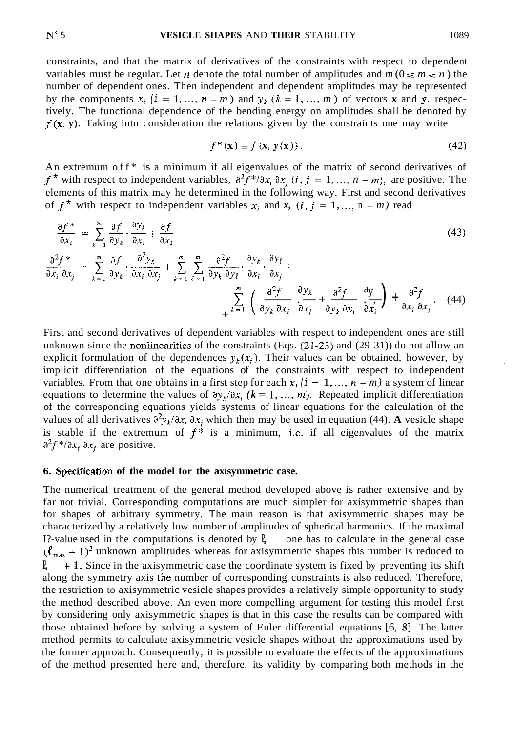constraints, and that the matrix of derivatives of the constraints with respect to dependent variables must be regular. Let $n$ denote the total number of amplitudes and $m$ $(0 \leq m < n)$ the number of dependent ones. Then independent and dependent amplitudes may be represented by the components $x_i$ $(i = 1, \ldots, n-m)$ and $y_k$ $(k = 1, \ldots, m)$ of vectors $\mathbf{x}$ and $\mathbf{y}$, respectively. The functional dependence of the bending energy on amplitudes shall be denoted by $f(\mathbf{x}, \mathbf{y})$. Taking into consideration the relations given by the constraints one may write

$$f^*(\mathbf{x}) = f(\mathbf{x}, \mathbf{y}(\mathbf{x})) . \tag{42}$$

An extremum of $f^*$ is a minimum if all eigenvalues of the matrix of second derivatives of $f^*$ with respect to independent variables, $\partial^2 f^* / \partial x_i \, \partial x_j$ $(i, j = 1, \ldots, n-m)$, are positive. The elements of this matrix may he determined in the following way. First and second derivatives of $f^*$ with respect to independent variables $x_i$ and $x_j$ $(i, j = 1, \ldots, n-m)$ read

$$\frac{\partial f^*}{\partial x_i} = \sum_{k=1}^{m} \frac{\partial f}{\partial y_k} \cdot \frac{\partial y_k}{\partial x_i} + \frac{\partial f}{\partial x_i} \tag{43}$$

$$\frac{\partial^2 f^*}{\partial x_i \, \partial x_j} = \sum_{k=1}^{m} \frac{\partial f}{\partial y_k} \cdot \frac{\partial^2 y_k}{\partial x_i \, \partial x_j} + \sum_{k=1}^{m} \sum_{\ell=1}^{m} \frac{\partial^2 f}{\partial y_k \, \partial y_\ell} \cdot \frac{\partial y_k}{\partial x_i} \cdot \frac{\partial y_\ell}{\partial x_j} + \sum_{k=1}^{m} \left( \frac{\partial^2 f}{\partial y_k \, \partial x_i} \cdot \frac{\partial y_k}{\partial x_j} + \frac{\partial^2 f}{\partial y_k \, \partial x_j} \cdot \frac{\partial y_k}{\partial x_i} \right) + \frac{\partial^2 f}{\partial x_i \, \partial x_j} . \tag{44}$$

First and second derivatives of dependent variables with respect to independent ones are still unknown since the nonlinearities of the constraints (Eqs. (21-23) and (29-31)) do not allow an explicit formulation of the dependences $y_k(x_i)$. Their values can be obtained, however, by implicit differentiation of the equations of the constraints with respect to independent variables. From that one obtains in a first step for each $x_i$ $(i = 1, \ldots, n-m)$ a system of linear equations to determine the values of $\partial y_k / \partial x_i$ $(k = 1, \ldots, m)$. Repeated implicit differentiation of the corresponding equations yields systems of linear equations for the calculation of the values of all derivatives $\partial^2 y_k / \partial x_i \, \partial x_j$ which then may be used in equation (44). **A** vesicle shape is stable if the extremum of $f^*$ is a minimum, i.e. if all eigenvalues of the matrix $\partial^2 f^* / \partial x_i \, \partial x_j$ are positive.

## 6. Specification of the model for the axisymmetric case.

The numerical treatment of the general method developed above is rather extensive and by far not trivial. Corresponding computations are much simpler for axisymmetric shapes than for shapes of arbitrary symmetry. The main reason is that axisymmetric shapes may be characterized by a relatively low number of amplitudes of spherical harmonics. If the maximal $\ell$-value used in the computations is denoted by $\ell_{\max}$ one has to calculate in the general case $(\ell_{\max} + 1)^2$ unknown amplitudes whereas for axisymmetric shapes this number is reduced to $\ell_{\max} + 1$. Since in the axisymmetric case the coordinate system is fixed by preventing its shift along the symmetry axis the number of corresponding constraints is also reduced. Therefore, the restriction to axisymmetric vesicle shapes provides a relatively simple opportunity to study the method described above. An even more compelling argument for testing this model first by considering only axisymmetric shapes is that in this case the results can be compared with those obtained before by solving a system of Euler differential equations [6, 8]. The latter method permits to calculate axisymmetric vesicle shapes without the approximations used by the former approach. Consequently, it is possible to evaluate the effects of the approximations of the method presented here and, therefore, its validity by comparing both methods in the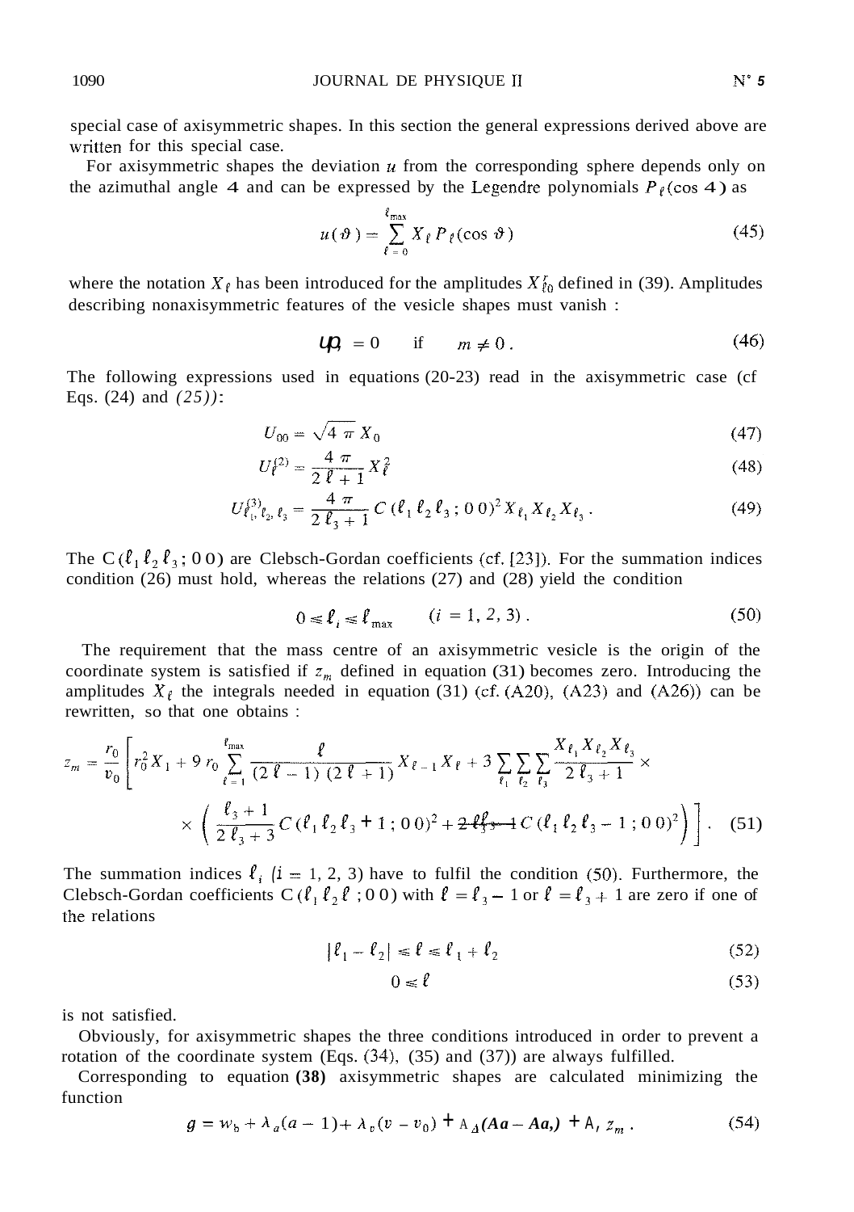special case of axisymmetric shapes. In this section the general expressions derived above are written for this special case.

For axisymmetric shapes the deviation $u$ from the corresponding sphere depends only on the azimuthal angle $\vartheta$ and can be expressed by the Legendre polynomials $P_\ell(\cos\vartheta)$ as

$$u(\vartheta) = \sum_{\ell=0}^{\ell_{\max}} X_\ell \, P_\ell(\cos\vartheta) \tag{45}$$

where the notation $X_\ell$ has been introduced for the amplitudes $X^r_{\ell 0}$ defined in (39). Amplitudes describing nonaxisymmetric features of the vesicle shapes must vanish :

$$U_{\ell m} = 0 \qquad \text{if} \qquad m \neq 0\,. \tag{46}$$

The following expressions used in equations (20-23) read in the axisymmetric case (cf Eqs. (24) and (25)):

$$U_{00} = \sqrt{4\,\pi}\, X_0 \tag{47}$$

$$U^{(2)}_\ell = \frac{4\,\pi}{2\,\ell+1} X_\ell^2 \tag{48}$$

$$U^{(3)}_{\ell_1,\ell_2,\ell_3} = \frac{4\,\pi}{2\,\ell_3+1}\, C(\ell_1\,\ell_2\,\ell_3\,;\,0\,0)^2\, X_{\ell_1} X_{\ell_2} X_{\ell_3}\,. \tag{49}$$

The $C(\ell_1\,\ell_2\,\ell_3\,;\,0\,0)$ are Clebsch-Gordan coefficients (cf. [23]). For the summation indices condition (26) must hold, whereas the relations (27) and (28) yield the condition

$$0 \leq \ell_i \leq \ell_{\max} \qquad (i = 1,\,2,\,3)\,. \tag{50}$$

The requirement that the mass centre of an axisymmetric vesicle is the origin of the coordinate system is satisfied if $z_m$ defined in equation (31) becomes zero. Introducing the amplitudes $X_\ell$ the integrals needed in equation (31) (cf. (A20), (A23) and (A26)) can be rewritten, so that one obtains :

$$z_m = \frac{r_0}{v_0}\left[ r_0^2 X_1 + 9\,r_0 \sum_{\ell=1}^{\ell_{\max}} \frac{\ell}{(2\,\ell-1)\,(2\,\ell+1)} X_{\ell-1} X_\ell + 3 \sum_{\ell_1}\sum_{\ell_2}\sum_{\ell_3} \frac{X_{\ell_1} X_{\ell_2} X_{\ell_3}}{2\,\ell_3+1} \times \right.$$
$$\left. \times \left( \frac{\ell_3+1}{2\,\ell_3+3}\, C(\ell_1\,\ell_2\,\ell_3+1\,;\,0\,0)^2 + \frac{\ell_3}{2\,\ell_3-1}\, C(\ell_1\,\ell_2\,\ell_3-1\,;\,0\,0)^2 \right) \right]. \tag{51}$$

The summation indices $\ell_i$ ($i = 1, 2, 3$) have to fulfil the condition (50). Furthermore, the Clebsch-Gordan coefficients $C(\ell_1\,\ell_2\,\ell\,;\,0\,0)$ with $\ell = \ell_3 - 1$ or $\ell = \ell_3 + 1$ are zero if one of the relations

$$|\ell_1 - \ell_2| \leq \ell \leq \ell_1 + \ell_2 \tag{52}$$

$$0 \leq \ell \tag{53}$$

is not satisfied.

Obviously, for axisymmetric shapes the three conditions introduced in order to prevent a rotation of the coordinate system (Eqs. (34), (35) and (37)) are always fulfilled.

Corresponding to equation (38) axisymmetric shapes are calculated minimizing the function

$$g = w_b + \lambda_a(a-1) + \lambda_v(v-v_0) + \lambda_\Delta(\Delta a - \Delta a_0) + \lambda_z\, z_m\,. \tag{54}$$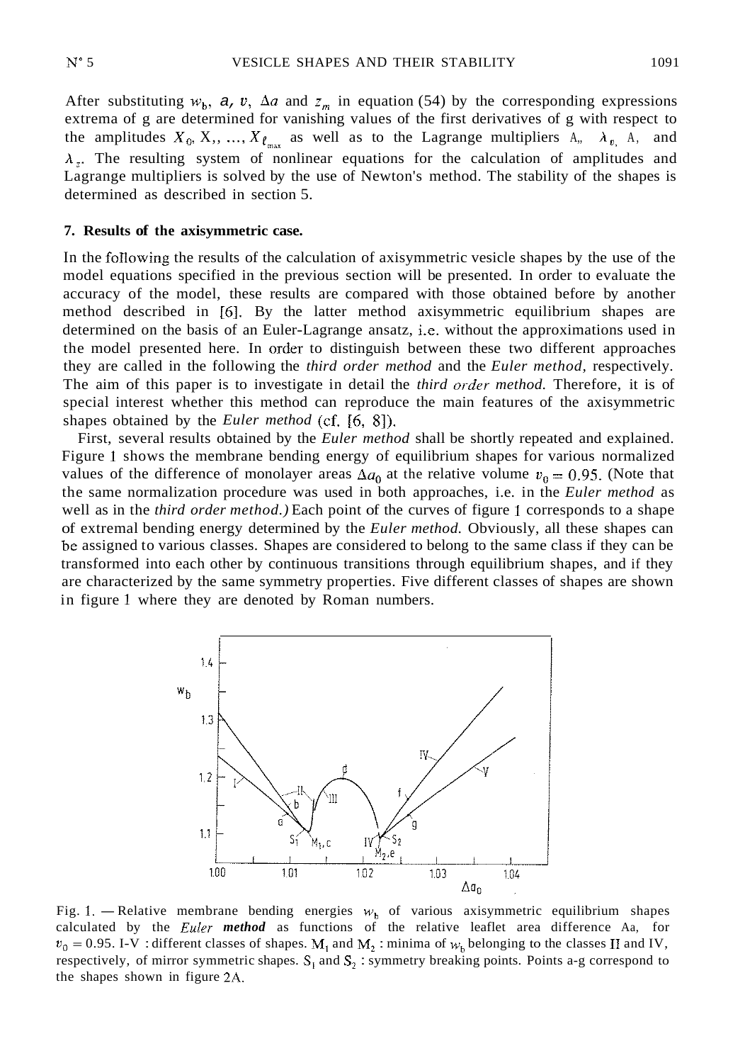After substituting $w_b$, $a$, $v$, $\Delta a$ and $z_m$ in equation (54) by the corresponding expressions extrema of g are determined for vanishing values of the first derivatives of g with respect to the amplitudes $X_0, X_1, ..., X_{\ell_{max}}$ as well as to the Lagrange multipliers $\lambda_a$, $\lambda_v$, $\lambda_{\Delta a}$ and $\lambda_z$. The resulting system of nonlinear equations for the calculation of amplitudes and Lagrange multipliers is solved by the use of Newton's method. The stability of the shapes is determined as described in section 5.

## 7. Results of the axisymmetric case.

In the following the results of the calculation of axisymmetric vesicle shapes by the use of the model equations specified in the previous section will be presented. In order to evaluate the accuracy of the model, these results are compared with those obtained before by another method described in [6]. By the latter method axisymmetric equilibrium shapes are determined on the basis of an Euler-Lagrange ansatz, i.e. without the approximations used in the model presented here. In order to distinguish between these two different approaches they are called in the following the *third order method* and the *Euler method*, respectively. The aim of this paper is to investigate in detail the *third order method*. Therefore, it is of special interest whether this method can reproduce the main features of the axisymmetric shapes obtained by the *Euler method* (cf. [6, 8]).

First, several results obtained by the *Euler method* shall be shortly repeated and explained. Figure 1 shows the membrane bending energy of equilibrium shapes for various normalized values of the difference of monolayer areas $\Delta a_0$ at the relative volume $v_0 = 0.95$. (Note that the same normalization procedure was used in both approaches, i.e. in the *Euler method* as well as in the *third order method*.) Each point of the curves of figure 1 corresponds to a shape of extremal bending energy determined by the *Euler method*. Obviously, all these shapes can be assigned to various classes. Shapes are considered to belong to the same class if they can be transformed into each other by continuous transitions through equilibrium shapes, and if they are characterized by the same symmetry properties. Five different classes of shapes are shown in figure 1 where they are denoted by Roman numbers.

Fig. 1. — Relative membrane bending energies $w_b$ of various axisymmetric equilibrium shapes calculated by the *Euler method* as functions of the relative leaflet area difference $\Delta a_0$ for $v_0 = 0.95$. I-V : different classes of shapes. $M_1$ and $M_2$ : minima of $w_b$ belonging to the classes II and IV, respectively, of mirror symmetric shapes. $S_1$ and $S_2$ : symmetry breaking points. Points a-g correspond to the shapes shown in figure 2A.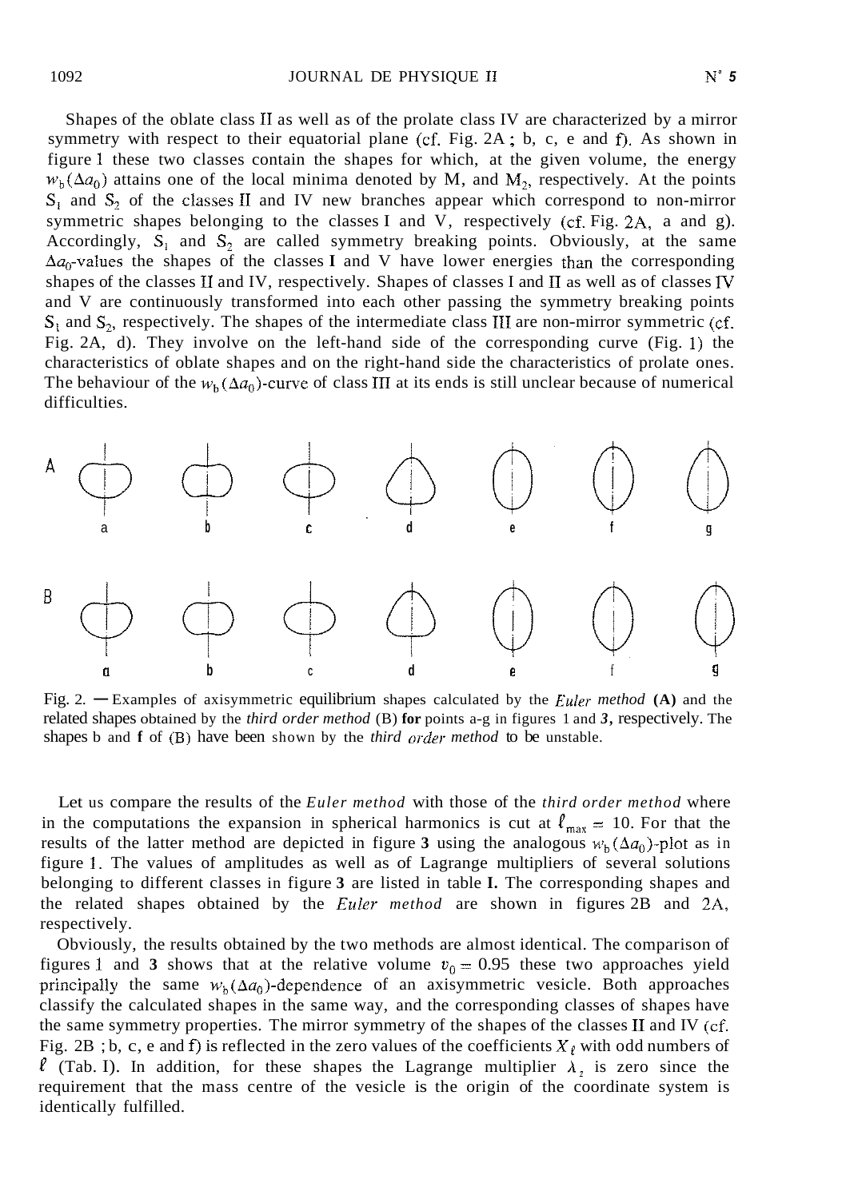Shapes of the oblate class II as well as of the prolate class IV are characterized by a mirror symmetry with respect to their equatorial plane (cf. Fig. 2A ; b, c, e and f). As shown in figure 1 these two classes contain the shapes for which, at the given volume, the energy $w_b(\Delta a_0)$ attains one of the local minima denoted by $M_1$ and $M_2$, respectively. At the points $S_1$ and $S_2$ of the classes II and IV new branches appear which correspond to non-mirror symmetric shapes belonging to the classes I and V, respectively (cf. Fig. 2A, a and g). Accordingly, $S_1$ and $S_2$ are called symmetry breaking points. Obviously, at the same $\Delta a_0$-values the shapes of the classes I and V have lower energies than the corresponding shapes of the classes II and IV, respectively. Shapes of classes I and II as well as of classes IV and V are continuously transformed into each other passing the symmetry breaking points $S_1$ and $S_2$, respectively. The shapes of the intermediate class III are non-mirror symmetric (cf. Fig. 2A, d). They involve on the left-hand side of the corresponding curve (Fig. 1) the characteristics of oblate shapes and on the right-hand side the characteristics of prolate ones. The behaviour of the $w_b(\Delta a_0)$-curve of class III at its ends is still unclear because of numerical difficulties.

Fig. 2. — Examples of axisymmetric equilibrium shapes calculated by the *Euler method* **(A)** and the related shapes obtained by the *third order method* (B) **for** points a-g in figures 1 and **3**, respectively. The shapes b and **f** of (B) have been shown by the *third order method* to be unstable.

Let us compare the results of the *Euler method* with those of the *third order method* where in the computations the expansion in spherical harmonics is cut at $\ell_{max} = 10$. For that the results of the latter method are depicted in figure **3** using the analogous $w_b(\Delta a_0)$-plot as in figure 1. The values of amplitudes as well as of Lagrange multipliers of several solutions belonging to different classes in figure **3** are listed in table **I.** The corresponding shapes and the related shapes obtained by the *Euler method* are shown in figures 2B and 2A, respectively.

Obviously, the results obtained by the two methods are almost identical. The comparison of figures 1 and **3** shows that at the relative volume $v_0 = 0.95$ these two approaches yield principally the same $w_b(\Delta a_0)$-dependence of an axisymmetric vesicle. Both approaches classify the calculated shapes in the same way, and the corresponding classes of shapes have the same symmetry properties. The mirror symmetry of the shapes of the classes II and IV (cf. Fig. 2B ; b, c, e and f) is reflected in the zero values of the coefficients $X_\ell$ with odd numbers of $\ell$ (Tab. I). In addition, for these shapes the Lagrange multiplier $\lambda_z$ is zero since the requirement that the mass centre of the vesicle is the origin of the coordinate system is identically fulfilled.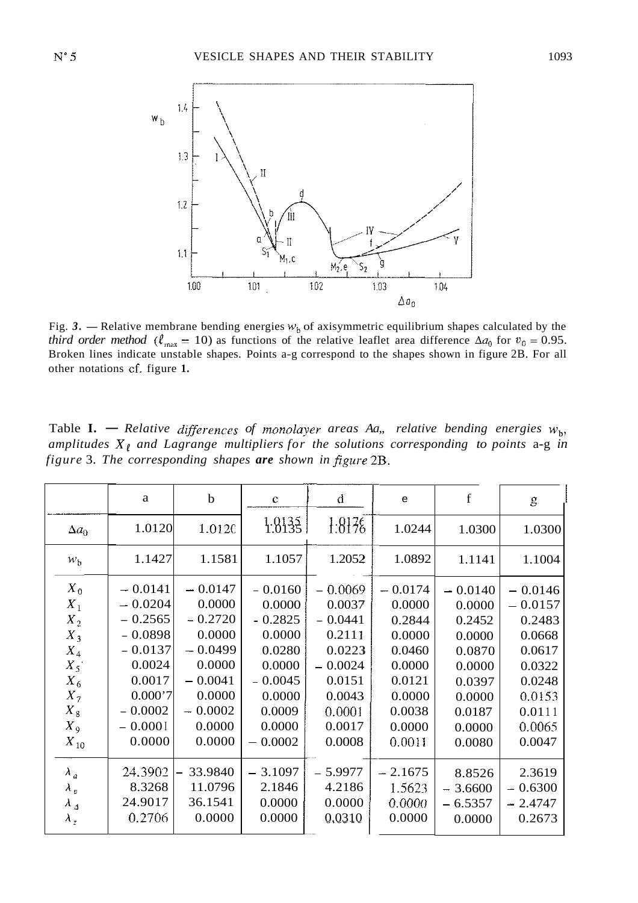Fig. 3. — Relative membrane bending energies $w_b$ of axisymmetric equilibrium shapes calculated by the *third order method* ($\ell_{max} = 10$) as functions of the relative leaflet area difference $\Delta a_0$ for $v_0 = 0.95$. Broken lines indicate unstable shapes. Points a-g correspond to the shapes shown in figure 2B. For all other notations cf. figure 1.

Table I. — *Relative differences of monolayer areas* $\Delta a_0$, *relative bending energies* $w_b$, *amplitudes* $X_\ell$ *and Lagrange multipliers for the solutions corresponding to points* a-g *in figure* 3. *The corresponding shapes are shown in figure* 2B.

| | a | b | c | d | e | f | g |
|---|---|---|---|---|---|---|---|
| $\Delta a_0$ | 1.0120 | 1.0120 | 1.0135 | 1.0176 | 1.0244 | 1.0300 | 1.0300 |
| $w_b$ | 1.1427 | 1.1581 | 1.1057 | 1.2052 | 1.0892 | 1.1141 | 1.1004 |
| $X_0$ | − 0.0141 | − 0.0147 | − 0.0160 | − 0.0069 | − 0.0174 | − 0.0140 | − 0.0146 |
| $X_1$ | − 0.0204 | 0.0000 | 0.0000 | 0.0037 | 0.0000 | 0.0000 | − 0.0157 |
| $X_2$ | − 0.2565 | − 0.2720 | - 0.2825 | − 0.0441 | 0.2844 | 0.2452 | 0.2483 |
| $X_3$ | − 0.0898 | 0.0000 | 0.0000 | 0.2111 | 0.0000 | 0.0000 | 0.0668 |
| $X_4$ | − 0.0137 | − 0.0499 | 0.0280 | 0.0223 | 0.0460 | 0.0870 | 0.0617 |
| $X_5$ | 0.0024 | 0.0000 | 0.0000 | − 0.0024 | 0.0000 | 0.0000 | 0.0322 |
| $X_6$ | 0.0017 | − 0.0041 | − 0.0045 | 0.0151 | 0.0121 | 0.0397 | 0.0248 |
| $X_7$ | 0.0007 | 0.0000 | 0.0000 | 0.0043 | 0.0000 | 0.0000 | 0.0153 |
| $X_8$ | − 0.0002 | − 0.0002 | 0.0009 | 0.0001 | 0.0038 | 0.0187 | 0.0111 |
| $X_9$ | − 0.0001 | 0.0000 | 0.0000 | 0.0017 | 0.0000 | 0.0000 | 0.0065 |
| $X_{10}$ | 0.0000 | 0.0000 | − 0.0002 | 0.0008 | 0.0011 | 0.0080 | 0.0047 |
| $\lambda_a$ | 24.3902 | − 33.9840 | − 3.1097 | − 5.9977 | − 2.1675 | 8.8526 | 2.3619 |
| $\lambda_v$ | 8.3268 | 11.0796 | 2.1846 | 4.2186 | 1.5623 | − 3.6600 | − 0.6300 |
| $\lambda_\Delta$ | 24.9017 | 36.1541 | 0.0000 | 0.0000 | 0.0000 | − 6.5357 | − 2.4747 |
| $\lambda_z$ | 0.2706 | 0.0000 | 0.0000 | 0.0310 | 0.0000 | 0.0000 | 0.2673 |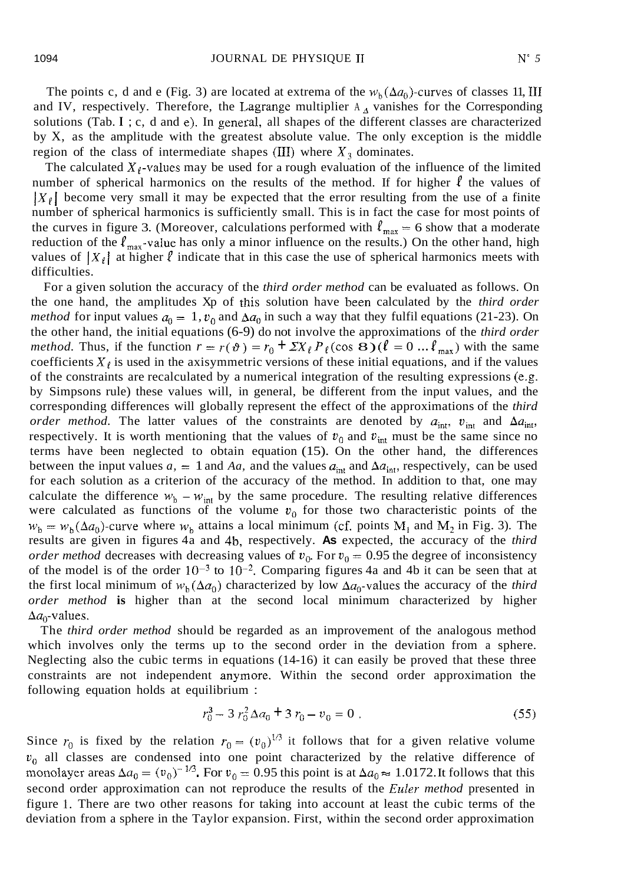The points c, d and e (Fig. 3) are located at extrema of the $w_b(\Delta a_0)$-curves of classes II, III and IV, respectively. Therefore, the Lagrange multiplier $\Lambda_\Delta$ vanishes for the Corresponding solutions (Tab. I ; c, d and e). In general, all shapes of the different classes are characterized by $X_2$ as the amplitude with the greatest absolute value. The only exception is the middle region of the class of intermediate shapes (III) where $X_3$ dominates.

The calculated $X_\ell$-values may be used for a rough evaluation of the influence of the limited number of spherical harmonics on the results of the method. If for higher $\ell$ the values of $|X_\ell|$ become very small it may be expected that the error resulting from the use of a finite number of spherical harmonics is sufficiently small. This is in fact the case for most points of the curves in figure 3. (Moreover, calculations performed with $\ell_{max} = 6$ show that a moderate reduction of the $\ell_{max}$-value has only a minor influence on the results.) On the other hand, high values of $|X_\ell|$ at higher $\ell$ indicate that in this case the use of spherical harmonics meets with difficulties.

For a given solution the accuracy of the *third order method* can be evaluated as follows. On the one hand, the amplitudes $X_\ell$ of this solution have been calculated by the *third order method* for input values $a_0 = 1, v_0$ and $\Delta a_0$ in such a way that they fulfil equations (21-23). On the other hand, the initial equations (6-9) do not involve the approximations of the *third order method*. Thus, if the function $r = r(\vartheta) = r_0 + \Sigma X_\ell P_\ell(\cos \vartheta)(\ell = 0 \dots \ell_{max})$ with the same coefficients $X_\ell$ is used in the axisymmetric versions of these initial equations, and if the values of the constraints are recalculated by a numerical integration of the resulting expressions (e.g. by Simpsons rule) these values will, in general, be different from the input values, and the corresponding differences will globally represent the effect of the approximations of the *third order method*. The latter values of the constraints are denoted by $a_{int}$, $v_{int}$ and $\Delta a_{int}$, respectively. It is worth mentioning that the values of $v_0$ and $v_{int}$ must be the same since no terms have been neglected to obtain equation (15). On the other hand, the differences between the input values $a_0 = 1$ and $\Delta a_0$ and the values $a_{int}$ and $\Delta a_{int}$, respectively, can be used for each solution as a criterion of the accuracy of the method. In addition to that, one may calculate the difference $w_b - w_{int}$ by the same procedure. The resulting relative differences were calculated as functions of the volume $v_0$ for those two characteristic points of the $w_b = w_b(\Delta a_0)$-curve where $w_b$ attains a local minimum (cf. points $M_1$ and $M_2$ in Fig. 3). The results are given in figures 4a and 4b, respectively. As expected, the accuracy of the *third order method* decreases with decreasing values of $v_0$. For $v_0 = 0.95$ the degree of inconsistency of the model is of the order $10^{-3}$ to $10^{-2}$. Comparing figures 4a and 4b it can be seen that at the first local minimum of $w_b(\Delta a_0)$ characterized by low $\Delta a_0$-values the accuracy of the *third order method* is higher than at the second local minimum characterized by higher $\Delta a_0$-values.

The *third order method* should be regarded as an improvement of the analogous method which involves only the terms up to the second order in the deviation from a sphere. Neglecting also the cubic terms in equations (14-16) it can easily be proved that these three constraints are not independent anymore. Within the second order approximation the following equation holds at equilibrium :

$$r_0^3 - 3\, r_0^2\, \Delta a_0 + 3\, r_0 - v_0 = 0\ . \tag{55}$$

Since $r_0$ is fixed by the relation $r_0 = (v_0)^{1/3}$ it follows that for a given relative volume $v_0$ all classes are condensed into one point characterized by the relative difference of monolayer areas $\Delta a_0 = (v_0)^{-1/3}$. For $v_0 = 0.95$ this point is at $\Delta a_0 \approx 1.0172$. It follows that this second order approximation can not reproduce the results of the *Euler method* presented in figure 1. There are two other reasons for taking into account at least the cubic terms of the deviation from a sphere in the Taylor expansion. First, within the second order approximation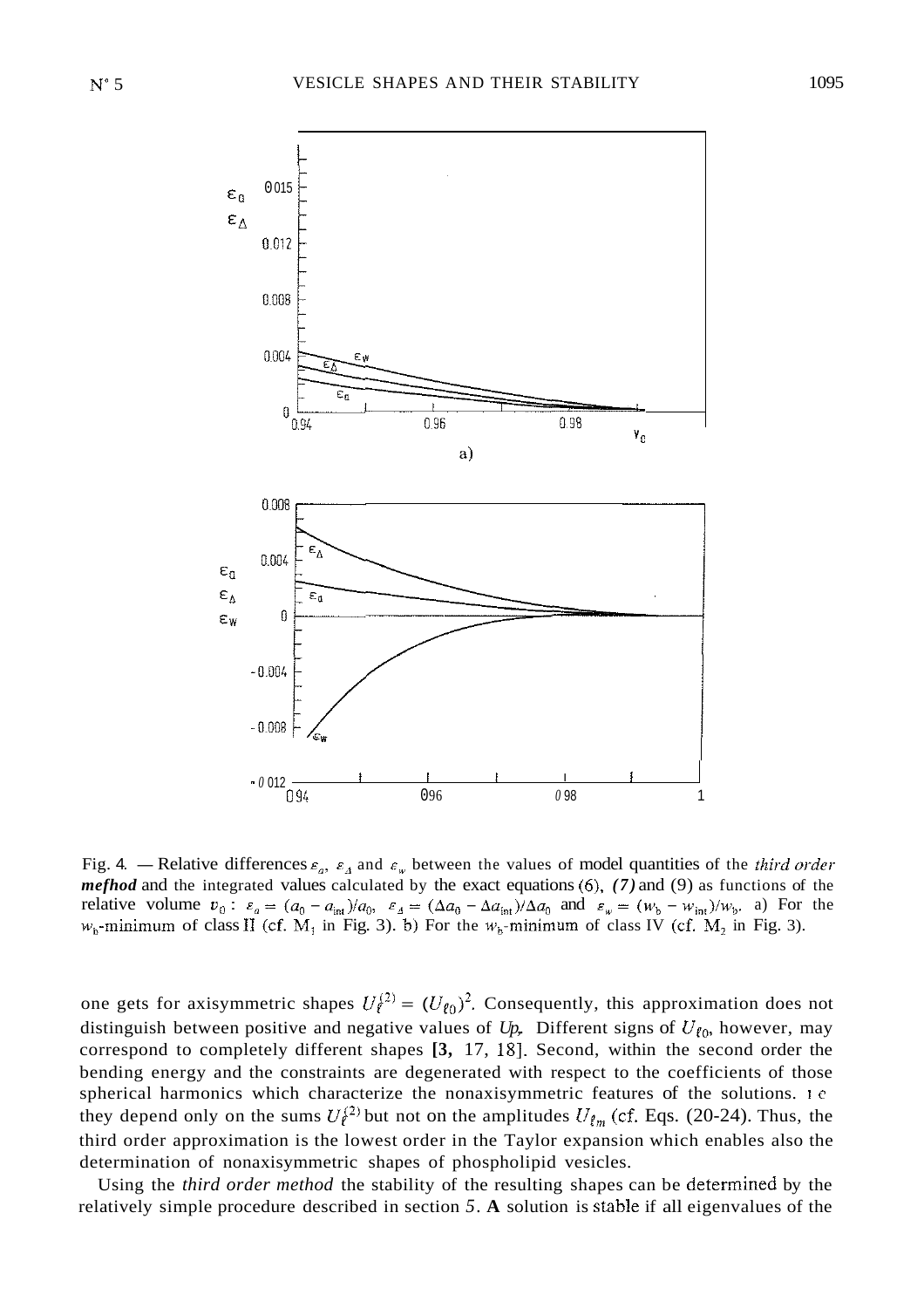Fig. 4. — Relative differences $\varepsilon_a$, $\varepsilon_\Delta$ and $\varepsilon_w$ between the values of model quantities of the *third order method* and the integrated values calculated by the exact equations (6), (7) and (9) as functions of the relative volume $v_0$ : $\varepsilon_a = (a_0 - a_{\text{int}})/a_0$, $\varepsilon_\Delta = (\Delta a_0 - \Delta a_{\text{int}})/\Delta a_0$ and $\varepsilon_w = (w_b - w_{\text{int}})/w_b$. a) For the $w_b$-minimum of class II (cf. $M_1$ in Fig. 3). b) For the $w_b$-minimum of class IV (cf. $M_2$ in Fig. 3).

one gets for axisymmetric shapes $U_\ell^{(2)} = (U_{\ell 0})^2$. Consequently, this approximation does not distinguish between positive and negative values of $U_{\ell 0}$. Different signs of $U_{\ell 0}$, however, may correspond to completely different shapes [3, 17, 18]. Second, within the second order the bending energy and the constraints are degenerated with respect to the coefficients of those spherical harmonics which characterize the nonaxisymmetric features of the solutions. i.e. they depend only on the sums $U_\ell^{(2)}$ but not on the amplitudes $U_{\ell m}$ (cf. Eqs. (20-24). Thus, the third order approximation is the lowest order in the Taylor expansion which enables also the determination of nonaxisymmetric shapes of phospholipid vesicles.

Using the *third order method* the stability of the resulting shapes can be determined by the relatively simple procedure described in section 5. A solution is stable if all eigenvalues of the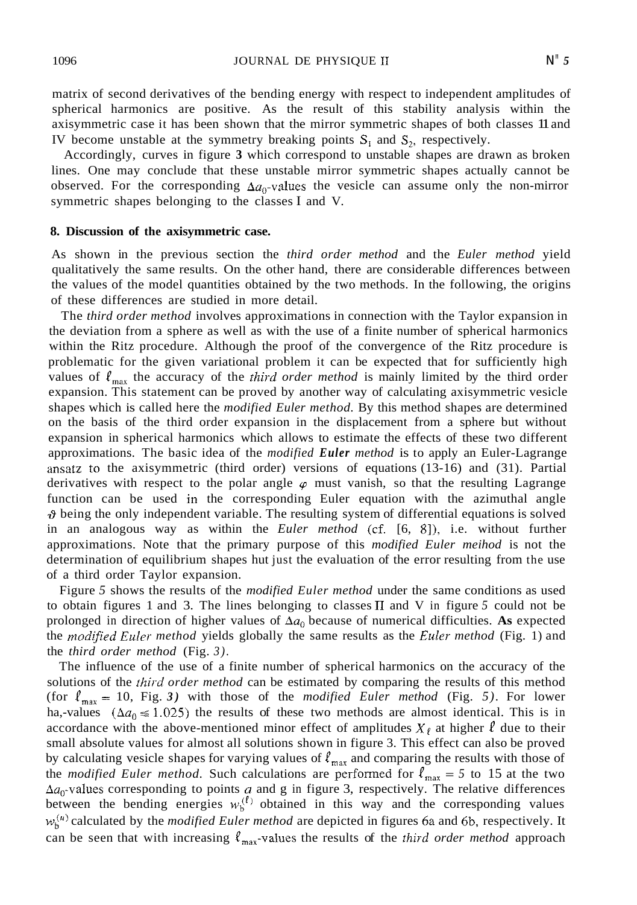matrix of second derivatives of the bending energy with respect to independent amplitudes of spherical harmonics are positive. As the result of this stability analysis within the axisymmetric case it has been shown that the mirror symmetric shapes of both classes II and IV become unstable at the symmetry breaking points $S_1$ and $S_2$, respectively.

Accordingly, curves in figure **3** which correspond to unstable shapes are drawn as broken lines. One may conclude that these unstable mirror symmetric shapes actually cannot be observed. For the corresponding $\Delta a_0$-values the vesicle can assume only the non-mirror symmetric shapes belonging to the classes I and V.

## 8. Discussion of the axisymmetric case.

As shown in the previous section the *third order method* and the *Euler method* yield qualitatively the same results. On the other hand, there are considerable differences between the values of the model quantities obtained by the two methods. In the following, the origins of these differences are studied in more detail.

The *third order method* involves approximations in connection with the Taylor expansion in the deviation from a sphere as well as with the use of a finite number of spherical harmonics within the Ritz procedure. Although the proof of the convergence of the Ritz procedure is problematic for the given variational problem it can be expected that for sufficiently high values of $\ell_{max}$ the accuracy of the *third order method* is mainly limited by the third order expansion. This statement can be proved by another way of calculating axisymmetric vesicle shapes which is called here the *modified Euler method*. By this method shapes are determined on the basis of the third order expansion in the displacement from a sphere but without expansion in spherical harmonics which allows to estimate the effects of these two different approximations. The basic idea of the *modified **Euler** method* is to apply an Euler-Lagrange ansatz to the axisymmetric (third order) versions of equations (13-16) and (31). Partial derivatives with respect to the polar angle $\varphi$ must vanish, so that the resulting Lagrange function can be used in the corresponding Euler equation with the azimuthal angle $\vartheta$ being the only independent variable. The resulting system of differential equations is solved in an analogous way as within the *Euler method* (cf. [6, 8]), i.e. without further approximations. Note that the primary purpose of this *modified Euler meihod* is not the determination of equilibrium shapes hut just the evaluation of the error resulting from the use of a third order Taylor expansion.

Figure *5* shows the results of the *modified Euler method* under the same conditions as used to obtain figures 1 and 3. The lines belonging to classes II and V in figure *5* could not be prolonged in direction of higher values of $\Delta a_0$ because of numerical difficulties. **As** expected the *modified Euler method* yields globally the same results as the *Euler method* (Fig. 1) and the *third order method* (Fig. *3)*.

The influence of the use of a finite number of spherical harmonics on the accuracy of the solutions of the *third order method* can be estimated by comparing the results of this method (for $\ell_{max} = 10$, Fig. *3)* with those of the *modified Euler method* (Fig. *5)*. For lower ha,-values $(\Delta a_0 \leq 1.025)$ the results of these two methods are almost identical. This is in accordance with the above-mentioned minor effect of amplitudes $X_\ell$ at higher $\ell$ due to their small absolute values for almost all solutions shown in figure 3. This effect can also be proved by calculating vesicle shapes for varying values of $\ell_{max}$ and comparing the results with those of the *modified Euler method*. Such calculations are performed for $\ell_{max} = 5$ to 15 at the two $\Delta a_0$-values corresponding to points $a$ and g in figure 3, respectively. The relative differences between the bending energies $w_b^{(\ell)}$ obtained in this way and the corresponding values $w_b^{(u)}$ calculated by the *modified Euler method* are depicted in figures 6a and 6b, respectively. It can be seen that with increasing $\ell_{max}$-values the results of the *third order method* approach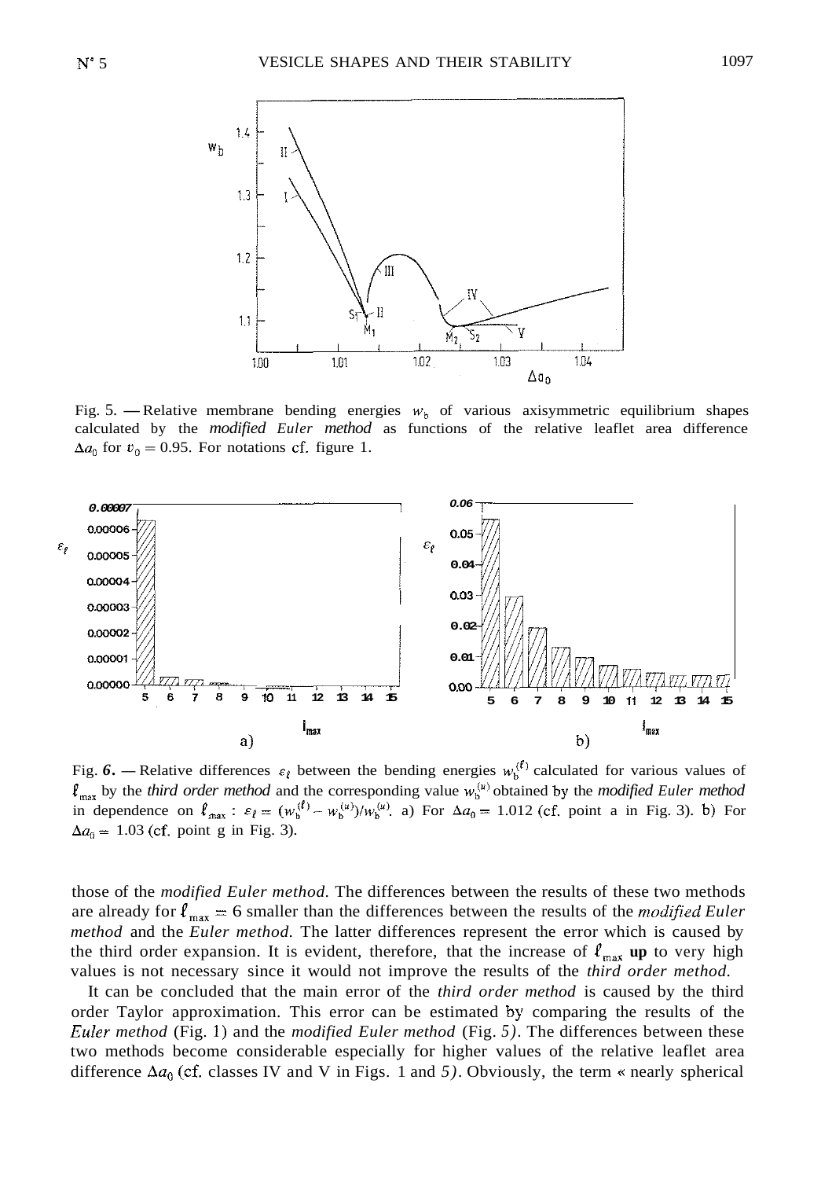Fig. 5. — Relative membrane bending energies $w_b$ of various axisymmetric equilibrium shapes calculated by the *modified Euler method* as functions of the relative leaflet area difference $\Delta a_0$ for $v_0 = 0.95$. For notations cf. figure 1.

Fig. 6. — Relative differences $\varepsilon_\ell$ between the bending energies $w_b^{(\ell)}$ calculated for various values of $\ell_{max}$ by the *third order method* and the corresponding value $w_b^{(u)}$ obtained by the *modified Euler method* in dependence on $\ell_{max}$ : $\varepsilon_\ell = (w_b^{(\ell)} - w_b^{(u)})/w_b^{(u)}$. a) For $\Delta a_0 = 1.012$ (cf. point a in Fig. 3). b) For $\Delta a_0 = 1.03$ (cf. point g in Fig. 3).

those of the *modified Euler method*. The differences between the results of these two methods are already for $\ell_{max} = 6$ smaller than the differences between the results of the *modified Euler method* and the *Euler method*. The latter differences represent the error which is caused by the third order expansion. It is evident, therefore, that the increase of $\ell_{max}$ **up** to very high values is not necessary since it would not improve the results of the *third order method*.

It can be concluded that the main error of the *third order method* is caused by the third order Taylor approximation. This error can be estimated by comparing the results of the *Euler method* (Fig. 1) and the *modified Euler method* (Fig. 5). The differences between these two methods become considerable especially for higher values of the relative leaflet area difference $\Delta a_0$ (cf. classes IV and V in Figs. 1 and 5). Obviously, the term « nearly spherical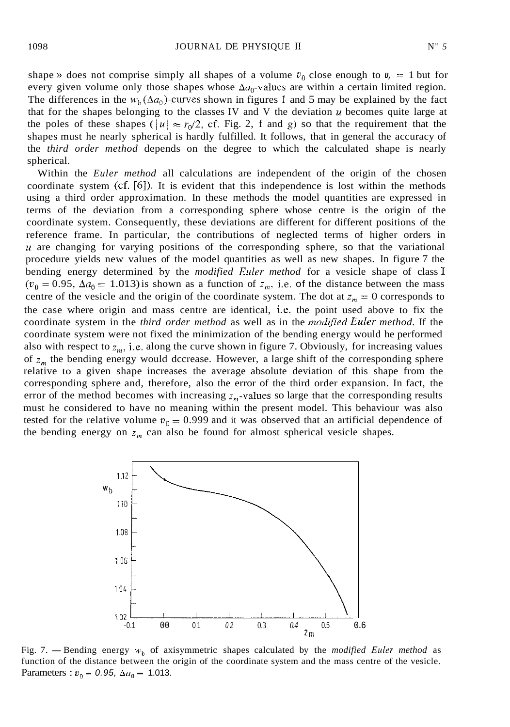shape » does not comprise simply all shapes of a volume $v_0$ close enough to $v_0 = 1$ but for every given volume only those shapes whose $\Delta a_0$-values are within a certain limited region. The differences in the $w_b(\Delta a_0)$-curves shown in figures 1 and 5 may be explained by the fact that for the shapes belonging to the classes IV and V the deviation $u$ becomes quite large at the poles of these shapes ($|u| \approx r_0/2$, cf. Fig. 2, f and g) so that the requirement that the shapes must he nearly spherical is hardly fulfilled. It follows, that in general the accuracy of the *third order method* depends on the degree to which the calculated shape is nearly spherical.

Within the *Euler method* all calculations are independent of the origin of the chosen coordinate system (cf. [6]). It is evident that this independence is lost within the methods using a third order approximation. In these methods the model quantities are expressed in terms of the deviation from a corresponding sphere whose centre is the origin of the coordinate system. Consequently, these deviations are different for different positions of the reference frame. In particular, the contributions of neglected terms of higher orders in $u$ are changing for varying positions of the corresponding sphere, so that the variational procedure yields new values of the model quantities as well as new shapes. In figure 7 the bending energy determined by the *modified Euler method* for a vesicle shape of class I ($v_0 = 0.95$, $\Delta a_0 = 1.013$) is shown as a function of $z_m$, i.e. of the distance between the mass centre of the vesicle and the origin of the coordinate system. The dot at $z_m = 0$ corresponds to the case where origin and mass centre are identical, i.e. the point used above to fix the coordinate system in the *third order method* as well as in the *modified Euler method*. If the coordinate system were not fixed the minimization of the bending energy would he performed also with respect to $z_m$, i.e. along the curve shown in figure 7. Obviously, for increasing values of $z_m$ the bending energy would dccrease. However, a large shift of the corresponding sphere relative to a given shape increases the average absolute deviation of this shape from the corresponding sphere and, therefore, also the error of the third order expansion. In fact, the error of the method becomes with increasing $z_m$-values so large that the corresponding results must he considered to have no meaning within the present model. This behaviour was also tested for the relative volume $v_0 = 0.999$ and it was observed that an artificial dependence of the bending energy on $z_m$ can also be found for almost spherical vesicle shapes.

Fig. 7. — Bending energy $w_b$ of axisymmetric shapes calculated by the *modified Euler method* as function of the distance between the origin of the coordinate system and the mass centre of the vesicle. Parameters : $v_0 = 0.95$, $\Delta a_0 = 1.013$.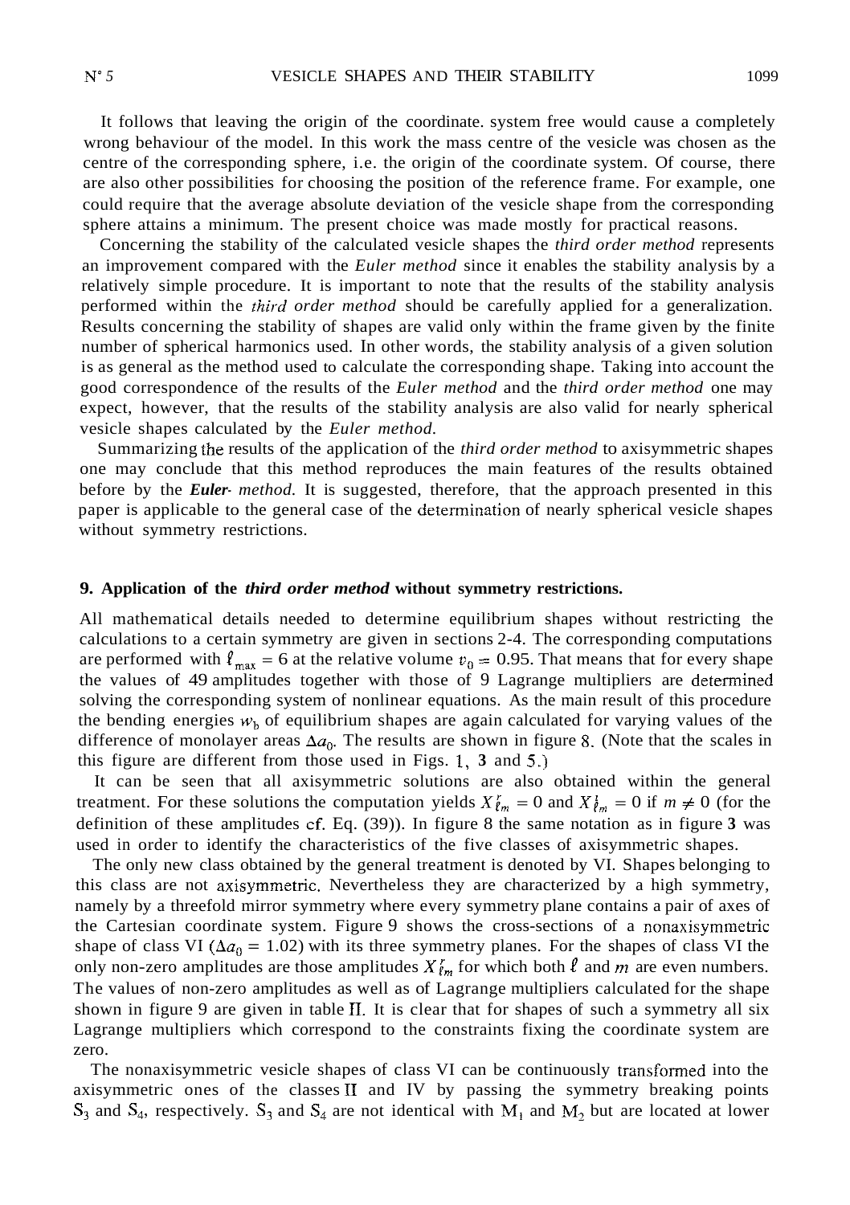It follows that leaving the origin of the coordinate. system free would cause a completely wrong behaviour of the model. In this work the mass centre of the vesicle was chosen as the centre of the corresponding sphere, i.e. the origin of the coordinate system. Of course, there are also other possibilities for choosing the position of the reference frame. For example, one could require that the average absolute deviation of the vesicle shape from the corresponding sphere attains a minimum. The present choice was made mostly for practical reasons.

Concerning the stability of the calculated vesicle shapes the *third order method* represents an improvement compared with the *Euler method* since it enables the stability analysis by a relatively simple procedure. It is important to note that the results of the stability analysis performed within the *third order method* should be carefully applied for a generalization. Results concerning the stability of shapes are valid only within the frame given by the finite number of spherical harmonics used. In other words, the stability analysis of a given solution is as general as the method used to calculate the corresponding shape. Taking into account the good correspondence of the results of the *Euler method* and the *third order method* one may expect, however, that the results of the stability analysis are also valid for nearly spherical vesicle shapes calculated by the *Euler method.*

Summarizing the results of the application of the *third order method* to axisymmetric shapes one may conclude that this method reproduces the main features of the results obtained before by the ***Euler** method.* It is suggested, therefore, that the approach presented in this paper is applicable to the general case of the determination of nearly spherical vesicle shapes without symmetry restrictions.

## 9. Application of the *third order method* without symmetry restrictions.

All mathematical details needed to determine equilibrium shapes without restricting the calculations to a certain symmetry are given in sections 2-4. The corresponding computations are performed with $\ell_{\max} = 6$ at the relative volume $v_0 = 0.95$. That means that for every shape the values of 49 amplitudes together with those of 9 Lagrange multipliers are determined solving the corresponding system of nonlinear equations. As the main result of this procedure the bending energies $w_b$ of equilibrium shapes are again calculated for varying values of the difference of monolayer areas $\Delta a_0$. The results are shown in figure 8. (Note that the scales in this figure are different from those used in Figs. 1, **3** and 5.)

It can be seen that all axisymmetric solutions are also obtained within the general treatment. For these solutions the computation yields $X^r_{\ell m} = 0$ and $X^i_{\ell m} = 0$ if $m \neq 0$ (for the definition of these amplitudes cf. Eq. (39)). In figure 8 the same notation as in figure **3** was used in order to identify the characteristics of the five classes of axisymmetric shapes.

The only new class obtained by the general treatment is denoted by VI. Shapes belonging to this class are not axisymmetric. Nevertheless they are characterized by a high symmetry, namely by a threefold mirror symmetry where every symmetry plane contains a pair of axes of the Cartesian coordinate system. Figure 9 shows the cross-sections of a nonaxisymmetric shape of class VI ($\Delta a_0 = 1.02$) with its three symmetry planes. For the shapes of class VI the only non-zero amplitudes are those amplitudes $X^r_{\ell m}$ for which both $\ell$ and $m$ are even numbers. The values of non-zero amplitudes as well as of Lagrange multipliers calculated for the shape shown in figure 9 are given in table II. It is clear that for shapes of such a symmetry all six Lagrange multipliers which correspond to the constraints fixing the coordinate system are zero.

The nonaxisymmetric vesicle shapes of class VI can be continuously transformed into the axisymmetric ones of the classes II and IV by passing the symmetry breaking points $S_3$ and $S_4$, respectively. $S_3$ and $S_4$ are not identical with $M_1$ and $M_2$ but are located at lower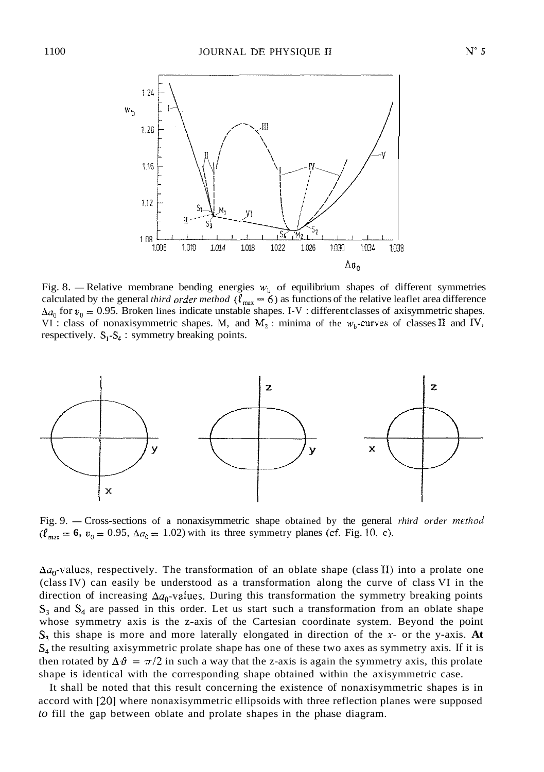Fig. 8. — Relative membrane bending energies $w_b$ of equilibrium shapes of different symmetries calculated by the general *third order method* ($\ell_{max} = 6$) as functions of the relative leaflet area difference $\Delta a_0$ for $v_0 = 0.95$. Broken lines indicate unstable shapes. I-V : different classes of axisymmetric shapes. VI : class of nonaxisymmetric shapes. $M_1$ and $M_2$ : minima of the $w_b$-curves of classes II and IV, respectively. $S_1$-$S_4$ : symmetry breaking points.

Fig. 9. — Cross-sections of a nonaxisymmetric shape obtained by the general *third order method* ($\ell_{max} = 6$, $v_0 = 0.95$, $\Delta a_0 = 1.02$) with its three symmetry planes (cf. Fig. 10, c).

$\Delta a_0$-values, respectively. The transformation of an oblate shape (class II) into a prolate one (class IV) can easily be understood as a transformation along the curve of class VI in the direction of increasing $\Delta a_0$-values. During this transformation the symmetry breaking points $S_3$ and $S_4$ are passed in this order. Let us start such a transformation from an oblate shape whose symmetry axis is the z-axis of the Cartesian coordinate system. Beyond the point $S_3$ this shape is more and more laterally elongated in direction of the $x$- or the y-axis. At $S_4$ the resulting axisymmetric prolate shape has one of these two axes as symmetry axis. If it is then rotated by $\Delta\vartheta = \pi/2$ in such a way that the z-axis is again the symmetry axis, this prolate shape is identical with the corresponding shape obtained within the axisymmetric case.

It shall be noted that this result concerning the existence of nonaxisymmetric shapes is in accord with [20] where nonaxisymmetric ellipsoids with three reflection planes were supposed to fill the gap between oblate and prolate shapes in the phase diagram.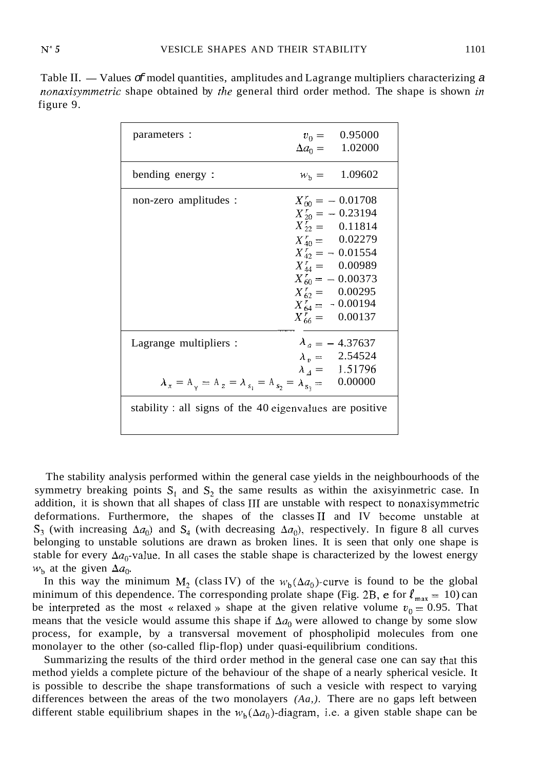Table II. — Values of model quantities, amplitudes and Lagrange multipliers characterizing a *nonaxisymmetric* shape obtained by the general third order method. The shape is shown in figure 9.

| | |
|---|---|
| parameters : | $v_0 =$ 0.95000 <br> $\Delta a_0 =$ 1.02000 |
| bending energy : | $w_b =$ 1.09602 |
| non-zero amplitudes : | $X^r_{00} = -0.01708$ <br> $X^r_{20} = -0.23194$ <br> $X^r_{22} = 0.11814$ <br> $X^r_{40} = 0.02279$ <br> $X^r_{42} = -0.01554$ <br> $X^r_{44} = 0.00989$ <br> $X^r_{60} = -0.00373$ <br> $X^r_{62} = 0.00295$ <br> $X^r_{64} = -0.00194$ <br> $X^r_{66} = 0.00137$ |
| Lagrange multipliers : | $\lambda_a = -4.37637$ <br> $\lambda_v = 2.54524$ <br> $\lambda_\Delta = 1.51796$ <br> $\lambda_x = \lambda_y = \lambda_z = \lambda_{s_1} = \lambda_{s_2} = \lambda_{s_3} = 0.00000$ |
| stability : all signs of the 40 eigenvalues are positive | |

The stability analysis performed within the general case yields in the neighbourhoods of the symmetry breaking points $S_1$ and $S_2$ the same results as within the axisyinmetric case. In addition, it is shown that all shapes of class III are unstable with respect to nonaxisymmetric deformations. Furthermore, the shapes of the classes II and IV become unstable at $S_3$ (with increasing $\Delta a_0$) and $S_4$ (with decreasing $\Delta a_0$), respectively. In figure 8 all curves belonging to unstable solutions are drawn as broken lines. It is seen that only one shape is stable for every $\Delta a_0$-value. In all cases the stable shape is characterized by the lowest energy $w_b$ at the given $\Delta a_0$.

In this way the minimum $M_2$ (class IV) of the $w_b(\Delta a_0)$-curve is found to be the global minimum of this dependence. The corresponding prolate shape (Fig. 2B, e for $\ell_{max} = 10$) can be interpreted as the most « relaxed » shape at the given relative volume $v_0 = 0.95$. That means that the vesicle would assume this shape if $\Delta a_0$ were allowed to change by some slow process, for example, by a transversal movement of phospholipid molecules from one monolayer to the other (so-called flip-flop) under quasi-equilibrium conditions.

Summarizing the results of the third order method in the general case one can say that this method yields a complete picture of the behaviour of the shape of a nearly spherical vesicle. It is possible to describe the shape transformations of such a vesicle with respect to varying differences between the areas of the two monolayers $(\Delta a_0)$. There are no gaps left between different stable equilibrium shapes in the $w_b(\Delta a_0)$-diagram, i.e. a given stable shape can be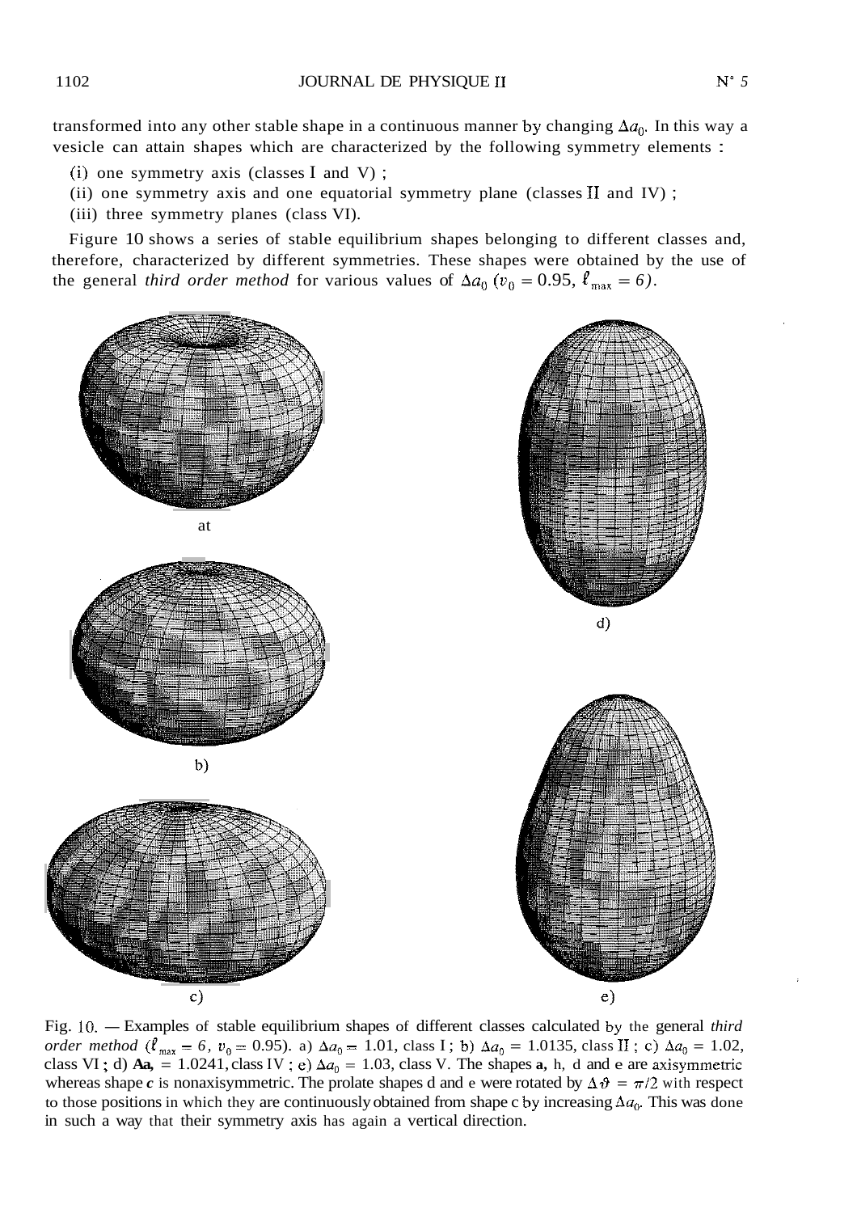transformed into any other stable shape in a continuous manner by changing $\Delta a_0$. In this way a vesicle can attain shapes which are characterized by the following symmetry elements :

(i) one symmetry axis (classes I and V) ;
(ii) one symmetry axis and one equatorial symmetry plane (classes II and IV) ;
(iii) three symmetry planes (class VI).

Figure 10 shows a series of stable equilibrium shapes belonging to different classes and, therefore, characterized by different symmetries. These shapes were obtained by the use of the general *third order method* for various values of $\Delta a_0$ ($v_0 = 0.95$, $\ell_{max} = 6$).

Fig. 10. — Examples of stable equilibrium shapes of different classes calculated by the general *third order method* ($\ell_{max} = 6$, $v_0 = 0.95$). a) $\Delta a_0 = 1.01$, class I ; b) $\Delta a_0 = 1.0135$, class II ; c) $\Delta a_0 = 1.02$, class VI ; d) $\Delta a_0 = 1.0241$, class IV ; e) $\Delta a_0 = 1.03$, class V. The shapes **a**, b, d and e are axisymmetric whereas shape *c* is nonaxisymmetric. The prolate shapes d and e were rotated by $\Delta \vartheta = \pi/2$ with respect to those positions in which they are continuously obtained from shape c by increasing $\Delta a_0$. This was done in such a way that their symmetry axis has again a vertical direction.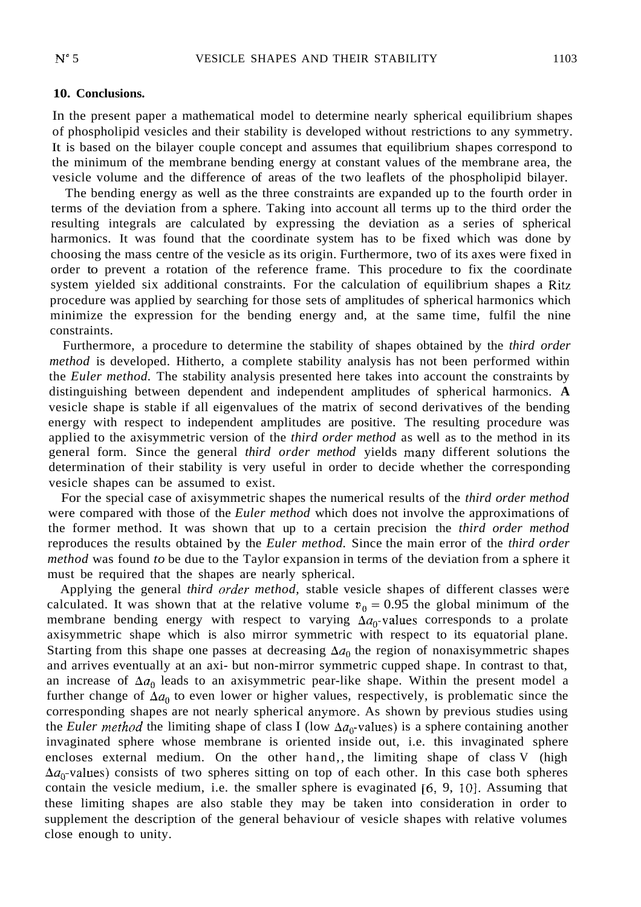## 10. Conclusions.

In the present paper a mathematical model to determine nearly spherical equilibrium shapes of phospholipid vesicles and their stability is developed without restrictions to any symmetry. It is based on the bilayer couple concept and assumes that equilibrium shapes correspond to the minimum of the membrane bending energy at constant values of the membrane area, the vesicle volume and the difference of areas of the two leaflets of the phospholipid bilayer.

The bending energy as well as the three constraints are expanded up to the fourth order in terms of the deviation from a sphere. Taking into account all terms up to the third order the resulting integrals are calculated by expressing the deviation as a series of spherical harmonics. It was found that the coordinate system has to be fixed which was done by choosing the mass centre of the vesicle as its origin. Furthermore, two of its axes were fixed in order to prevent a rotation of the reference frame. This procedure to fix the coordinate system yielded six additional constraints. For the calculation of equilibrium shapes a Ritz procedure was applied by searching for those sets of amplitudes of spherical harmonics which minimize the expression for the bending energy and, at the same time, fulfil the nine constraints.

Furthermore, a procedure to determine the stability of shapes obtained by the *third order method* is developed. Hitherto, a complete stability analysis has not been performed within the *Euler method*. The stability analysis presented here takes into account the constraints by distinguishing between dependent and independent amplitudes of spherical harmonics. **A** vesicle shape is stable if all eigenvalues of the matrix of second derivatives of the bending energy with respect to independent amplitudes are positive. The resulting procedure was applied to the axisymmetric version of the *third order method* as well as to the method in its general form. Since the general *third order method* yields many different solutions the determination of their stability is very useful in order to decide whether the corresponding vesicle shapes can be assumed to exist.

For the special case of axisymmetric shapes the numerical results of the *third order method* were compared with those of the *Euler method* which does not involve the approximations of the former method. It was shown that up to a certain precision the *third order method* reproduces the results obtained by the *Euler method*. Since the main error of the *third order method* was found *to* be due to the Taylor expansion in terms of the deviation from a sphere it must be required that the shapes are nearly spherical.

Applying the general *third order method*, stable vesicle shapes of different classes were calculated. It was shown that at the relative volume $v_0 = 0.95$ the global minimum of the membrane bending energy with respect to varying $\Delta a_0$-values corresponds to a prolate axisymmetric shape which is also mirror symmetric with respect to its equatorial plane. Starting from this shape one passes at decreasing $\Delta a_0$ the region of nonaxisymmetric shapes and arrives eventually at an axi- but non-mirror symmetric cupped shape. In contrast to that, an increase of $\Delta a_0$ leads to an axisymmetric pear-like shape. Within the present model a further change of $\Delta a_0$ to even lower or higher values, respectively, is problematic since the corresponding shapes are not nearly spherical anymore. As shown by previous studies using the *Euler method* the limiting shape of class I (low $\Delta a_0$-values) is a sphere containing another invaginated sphere whose membrane is oriented inside out, i.e. this invaginated sphere encloses external medium. On the other hand,, the limiting shape of class V (high $\Delta a_0$-values) consists of two spheres sitting on top of each other. In this case both spheres contain the vesicle medium, i.e. the smaller sphere is evaginated [6, 9, 10]. Assuming that these limiting shapes are also stable they may be taken into consideration in order to supplement the description of the general behaviour of vesicle shapes with relative volumes close enough to unity.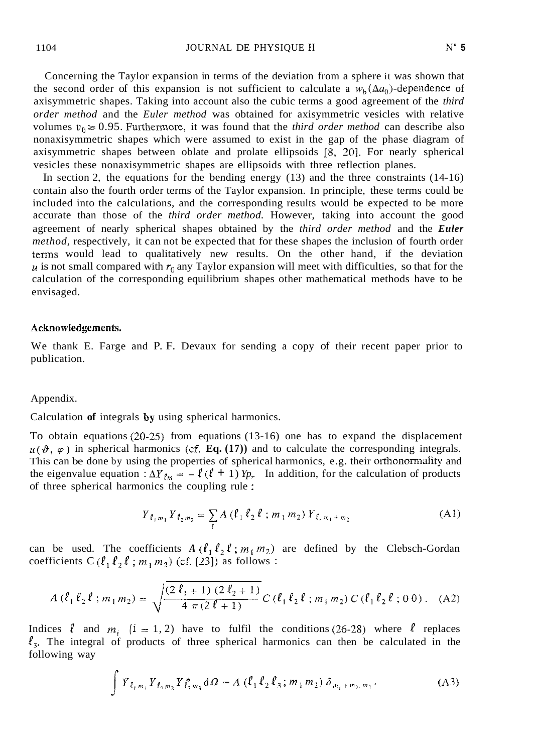Concerning the Taylor expansion in terms of the deviation from a sphere it was shown that the second order of this expansion is not sufficient to calculate a $w_b(\Delta a_0)$-dependence of axisymmetric shapes. Taking into account also the cubic terms a good agreement of the *third order method* and the *Euler method* was obtained for axisymmetric vesicles with relative volumes $v_0 \geq 0.95$. Furthermore, it was found that the *third order method* can describe also nonaxisymmetric shapes which were assumed to exist in the gap of the phase diagram of axisymmetric shapes between oblate and prolate ellipsoids [8, 20]. For nearly spherical vesicles these nonaxisymmetric shapes are ellipsoids with three reflection planes.

In section 2, the equations for the bending energy (13) and the three constraints (14-16) contain also the fourth order terms of the Taylor expansion. In principle, these terms could be included into the calculations, and the corresponding results would be expected to be more accurate than those of the *third order method.* However, taking into account the good agreement of nearly spherical shapes obtained by the *third order method* and the ***Euler** method,* respectively, it can not be expected that for these shapes the inclusion of fourth order terms would lead to qualitatively new results. On the other hand, if the deviation $u$ is not small compared with $r_0$ any Taylor expansion will meet with difficulties, so that for the calculation of the corresponding equilibrium shapes other mathematical methods have to be envisaged.

### Acknowledgements.

We thank E. Farge and P. F. Devaux for sending a copy of their recent paper prior to publication.

## Appendix.

Calculation **of** integrals **by** using spherical harmonics.

To obtain equations (20-25) from equations (13-16) one has to expand the displacement $u(\vartheta, \varphi)$ in spherical harmonics (cf. **Eq. (17))** and to calculate the corresponding integrals. This can be done by using the properties of spherical harmonics, e.g. their orthonormality and the eigenvalue equation : $\Delta Y_{\ell m} = -\ell(\ell+1) Y_{\ell m}$. In addition, for the calculation of products of three spherical harmonics the coupling rule :

$$Y_{\ell_1 m_1} Y_{\ell_2 m_2} = \sum_{\ell} A(\ell_1 \ell_2 \ell ; m_1 m_2) Y_{\ell, m_1+m_2} \tag{A1}$$

can be used. The coefficients $A(\ell_1 \ell_2 \ell ; m_1 m_2)$ are defined by the Clebsch-Gordan coefficients $C(\ell_1 \ell_2 \ell ; m_1 m_2)$ (cf. [23]) as follows :

$$A(\ell_1 \ell_2 \ell ; m_1 m_2) = \sqrt{\frac{(2\ell_1+1)(2\ell_2+1)}{4\pi(2\ell+1)}}\, C(\ell_1 \ell_2 \ell ; m_1 m_2)\, C(\ell_1 \ell_2 \ell ; 0\,0) . \tag{A2}$$

Indices $\ell$ and $m_i$ $(i = 1, 2)$ have to fulfil the conditions (26-28) where $\ell$ replaces $\ell_3$. The integral of products of three spherical harmonics can then be calculated in the following way

$$\int Y_{\ell_1 m_1} Y_{\ell_2 m_2} Y^*_{\ell_3 m_3}\, d\Omega = A(\ell_1 \ell_2 \ell_3 ; m_1 m_2)\, \delta_{m_1+m_2, m_3} . \tag{A3}$$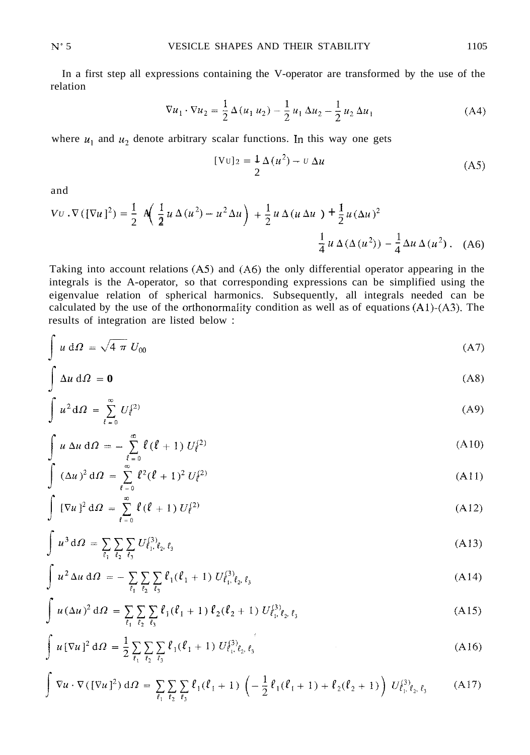In a first step all expressions containing the ∇-operator are transformed by the use of the relation

$$\nabla u_1 \cdot \nabla u_2 = \frac{1}{2} \Delta (u_1 u_2) - \frac{1}{2} u_1 \Delta u_2 - \frac{1}{2} u_2 \Delta u_1 \tag{A4}$$

where $u_1$ and $u_2$ denote arbitrary scalar functions. In this way one gets

$$[\nabla u]^2 = \frac{1}{2} \Delta (u^2) - u \Delta u \tag{A5}$$

and

$$\nabla u \cdot \nabla ([\nabla u]^2) = \frac{1}{2} \Delta \left( \frac{1}{2} u \Delta (u^2) - u^2 \Delta u \right) + \frac{1}{2} u \Delta (u \Delta u) + \frac{1}{2} u (\Delta u)^2 - \frac{1}{4} u \Delta (\Delta (u^2)) - \frac{1}{4} \Delta u \Delta (u^2) . \tag{A6}$$

Taking into account relations (A5) and (A6) the only differential operator appearing in the integrals is the Δ-operator, so that corresponding expressions can be simplified using the eigenvalue relation of spherical harmonics. Subsequently, all integrals needed can be calculated by the use of the orthonormality condition as well as of equations (A1)-(A3). The results of integration are listed below :

$$\int u \, \mathrm{d}\Omega = \sqrt{4 \pi} \, U_{00} \tag{A7}$$

$$\int \Delta u \, \mathrm{d}\Omega = \mathbf{0} \tag{A8}$$

$$\int u^2 \, \mathrm{d}\Omega = \sum_{\ell = 0}^{\infty} U_\ell^{(2)} \tag{A9}$$

$$\int u \, \Delta u \, \mathrm{d}\Omega = - \sum_{\ell = 0}^{\infty} \ell (\ell + 1) \, U_\ell^{(2)} \tag{A10}$$

$$\int (\Delta u)^2 \, \mathrm{d}\Omega = \sum_{\ell = 0}^{\infty} \ell^2 (\ell + 1)^2 \, U_\ell^{(2)} \tag{A11}$$

$$\int [\nabla u]^2 \, \mathrm{d}\Omega = \sum_{\ell = 0}^{\infty} \ell (\ell + 1) \, U_\ell^{(2)} \tag{A12}$$

$$\int u^3 \, \mathrm{d}\Omega = \sum_{\ell_1} \sum_{\ell_2} \sum_{\ell_3} U_{\ell_1, \ell_2, \ell_3}^{(3)} \tag{A13}$$

$$\int u^2 \, \Delta u \, \mathrm{d}\Omega = - \sum_{\ell_1} \sum_{\ell_2} \sum_{\ell_3} \ell_1 (\ell_1 + 1) \, U_{\ell_1, \ell_2, \ell_3}^{(3)} \tag{A14}$$

$$\int u (\Delta u)^2 \, \mathrm{d}\Omega = \sum_{\ell_1} \sum_{\ell_2} \sum_{\ell_3} \ell_1 (\ell_1 + 1) \, \ell_2 (\ell_2 + 1) \, U_{\ell_1, \ell_2, \ell_3}^{(3)} \tag{A15}$$

$$\int u [\nabla u]^2 \, \mathrm{d}\Omega = \frac{1}{2} \sum_{\ell_1} \sum_{\ell_2} \sum_{\ell_3} \ell_1 (\ell_1 + 1) \, U_{\ell_1, \ell_2, \ell_3}^{(3)} \tag{A16}$$

$$\int \nabla u \cdot \nabla ([\nabla u]^2) \, \mathrm{d}\Omega = \sum_{\ell_1} \sum_{\ell_2} \sum_{\ell_3} \ell_1 (\ell_1 + 1) \left( - \frac{1}{2} \ell_1 (\ell_1 + 1) + \ell_2 (\ell_2 + 1) \right) U_{\ell_1, \ell_2, \ell_3}^{(3)} \tag{A17}$$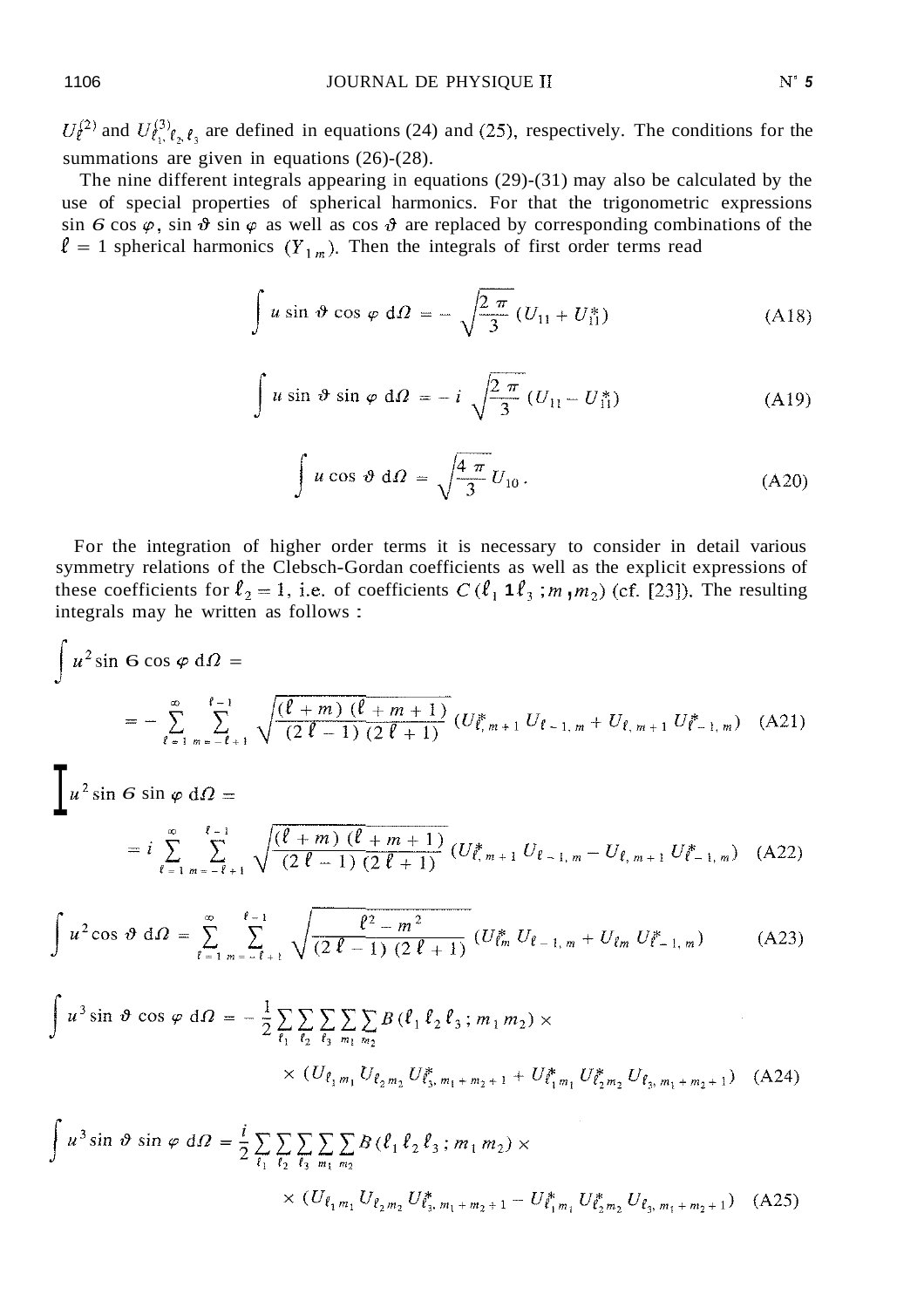$U_\ell^{(2)}$ and $U_{\ell_1, \ell_2, \ell_3}^{(3)}$ are defined in equations (24) and (25), respectively. The conditions for the summations are given in equations (26)-(28).

The nine different integrals appearing in equations (29)-(31) may also be calculated by the use of special properties of spherical harmonics. For that the trigonometric expressions $\sin \vartheta \cos \varphi$, $\sin \vartheta \sin \varphi$ as well as $\cos \vartheta$ are replaced by corresponding combinations of the $\ell = 1$ spherical harmonics ($Y_{1m}$). Then the integrals of first order terms read

$$\int u \sin \vartheta \cos \varphi \, \mathrm{d}\Omega = -\sqrt{\frac{2\pi}{3}} \left(U_{11} + U_{11}^*\right) \tag{A18}$$

$$\int u \sin \vartheta \sin \varphi \, \mathrm{d}\Omega = -i \sqrt{\frac{2\pi}{3}} \left(U_{11} - U_{11}^*\right) \tag{A19}$$

$$\int u \cos \vartheta \, \mathrm{d}\Omega = \sqrt{\frac{4\pi}{3}} U_{10} \,. \tag{A20}$$

For the integration of higher order terms it is necessary to consider in detail various symmetry relations of the Clebsch-Gordan coefficients as well as the explicit expressions of these coefficients for $\ell_2 = 1$, i.e. of coefficients $C(\ell_1 \, 1 \, \ell_3 \, ; m, m_2)$ (cf. [23]). The resulting integrals may he written as follows :

$$\int u^2 \sin \vartheta \cos \varphi \, \mathrm{d}\Omega = -\sum_{\ell=1}^{\infty} \sum_{m=-\ell+1}^{\ell-1} \sqrt{\frac{(\ell+m)(\ell+m+1)}{(2\ell-1)(2\ell+1)}} \left(U_{\ell, m+1}^* U_{\ell-1, m} + U_{\ell, m+1} U_{\ell-1, m}^*\right) \tag{A21}$$

$$\int u^2 \sin \vartheta \sin \varphi \, \mathrm{d}\Omega = i \sum_{\ell=1}^{\infty} \sum_{m=-\ell+1}^{\ell-1} \sqrt{\frac{(\ell+m)(\ell+m+1)}{(2\ell-1)(2\ell+1)}} \left(U_{\ell, m+1}^* U_{\ell-1, m} - U_{\ell, m+1} U_{\ell-1, m}^*\right) \tag{A22}$$

$$\int u^2 \cos \vartheta \, \mathrm{d}\Omega = \sum_{\ell=1}^{\infty} \sum_{m=-\ell+1}^{\ell-1} \sqrt{\frac{\ell^2 - m^2}{(2\ell-1)(2\ell+1)}} \left(U_{\ell m}^* U_{\ell-1, m} + U_{\ell m} U_{\ell-1, m}^*\right) \tag{A23}$$

$$\int u^3 \sin \vartheta \cos \varphi \, \mathrm{d}\Omega = -\frac{1}{2} \sum_{\ell_1} \sum_{\ell_2} \sum_{\ell_3} \sum_{m_1} \sum_{m_2} B(\ell_1 \, \ell_2 \, \ell_3 \, ; m_1 \, m_2) \times \\ \times \left(U_{\ell_1 m_1} U_{\ell_2 m_2} U_{\ell_3, m_1+m_2+1}^* + U_{\ell_1 m_1}^* U_{\ell_2 m_2}^* U_{\ell_3, m_1+m_2+1}\right) \tag{A24}$$

$$\int u^3 \sin \vartheta \sin \varphi \, \mathrm{d}\Omega = \frac{i}{2} \sum_{\ell_1} \sum_{\ell_2} \sum_{\ell_3} \sum_{m_1} \sum_{m_2} B(\ell_1 \, \ell_2 \, \ell_3 \, ; m_1 \, m_2) \times \\ \times \left(U_{\ell_1 m_1} U_{\ell_2 m_2} U_{\ell_3, m_1+m_2+1}^* - U_{\ell_1 m_1}^* U_{\ell_2 m_2}^* U_{\ell_3, m_1+m_2+1}\right) \tag{A25}$$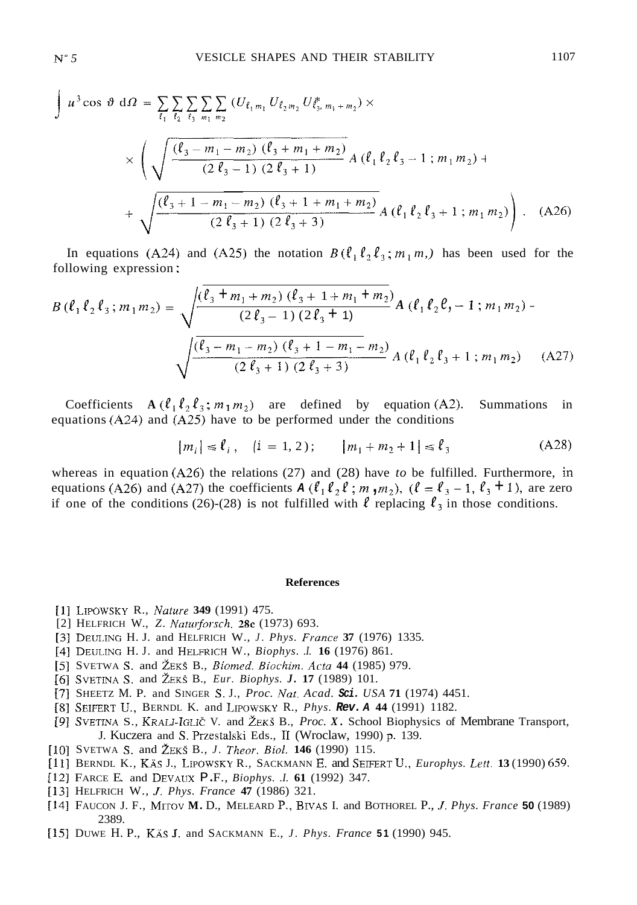$$\int u^3 \cos \vartheta \, d\Omega = \sum_{\ell_1} \sum_{\ell_2} \sum_{\ell_3} \sum_{m_1} \sum_{m_2} (U_{\ell_1 m_1} U_{\ell_2 m_2} U^*_{\ell_3, m_1 + m_2}) \times$$

$$\times \left( \sqrt{\frac{(\ell_3 - m_1 - m_2)(\ell_3 + m_1 + m_2)}{(2\ell_3 - 1)(2\ell_3 + 1)}} A(\ell_1 \ell_2 \ell_3 - 1 ; m_1 m_2) + \right.$$

$$\left. + \sqrt{\frac{(\ell_3 + 1 - m_1 - m_2)(\ell_3 + 1 + m_1 + m_2)}{(2\ell_3 + 1)(2\ell_3 + 3)}} A(\ell_1 \ell_2 \ell_3 + 1 ; m_1 m_2) \right) . \quad \text{(A26)}$$

In equations (A24) and (A25) the notation $B(\ell_1 \ell_2 \ell_3 ; m_1 m_2)$ has been used for the following expression:

$$B(\ell_1 \ell_2 \ell_3 ; m_1 m_2) = \sqrt{\frac{(\ell_3 + m_1 + m_2)(\ell_3 + 1 + m_1 + m_2)}{(2\ell_3 - 1)(2\ell_3 + 1)}} A(\ell_1 \ell_2 \ell_3 - 1 ; m_1 m_2) -$$

$$\sqrt{\frac{(\ell_3 - m_1 - m_2)(\ell_3 + 1 - m_1 - m_2)}{(2\ell_3 + 1)(2\ell_3 + 3)}} A(\ell_1 \ell_2 \ell_3 + 1 ; m_1 m_2) \quad \text{(A27)}$$

Coefficients $A(\ell_1 \ell_2 \ell_3 ; m_1 m_2)$ are defined by equation (A2). Summations in equations (A24) and (A25) have to be performed under the conditions

$$|m_i| \leq \ell_i , \quad (i = 1, 2) ; \qquad |m_1 + m_2 + 1| \leq \ell_3 \quad \text{(A28)}$$

whereas in equation (A26) the relations (27) and (28) have *to* be fulfilled. Furthermore, in equations (A26) and (A27) the coefficients $A(\ell_1 \ell_2 \ell ; m_1 m_2)$, $(\ell = \ell_3 - 1, \ell_3 + 1)$, are zero if one of the conditions (26)-(28) is not fulfilled with $\ell$ replacing $\ell_3$ in those conditions.

## References

[1] LIPOWSKY R., *Nature* **349** (1991) 475.
[2] HELFRICH W., *Z. Naturforsch.* **28c** (1973) 693.
[3] DEULING H. J. and HELFRICH W., *J. Phys. France* **37** (1976) 1335.
[4] DEULING H. J. and HELFRICH W., *Biophys. J.* **16** (1976) 861.
[5] SVETINA S. and ŽEKŠ B., *Biomed. Biochim. Acta* **44** (1985) 979.
[6] SVETINA S. and ŽEKŠ B., *Eur. Biophys. J.* **17** (1989) 101.
[7] SHEETZ M. P. and SINGER S. J., *Proc. Nat. Acad. Sci. USA* **71** (1974) 4451.
[8] SEIFERT U., BERNDL K. and LIPOWSKY R., *Phys. Rev. A* **44** (1991) 1182.
[9] SVETINA S., KRALJ-IGLIČ V. and ŽEKŠ B., *Proc. X.* School Biophysics of Membrane Transport, J. Kuczera and S. Przestalski Eds., II (Wroclaw, 1990) p. 139.
[10] SVETINA S. and ŽEKŠ B., *J. Theor. Biol.* **146** (1990) 115.
[11] BERNDL K., KÄS J., LIPOWSKY R., SACKMANN E. and SEIFERT U., *Europhys. Lett.* **13** (1990) 659.
[12] FARGE E. and DEVAUX P.F., *Biophys. J.* **61** (1992) 347.
[13] HELFRICH W., *J. Phys. France* **47** (1986) 321.
[14] FAUCON J. F., MITOV M. D., MELEARD P., BIVAS I. and BOTHOREL P., *J. Phys. France* **50** (1989) 2389.
[15] DUWE H. P., KÄS J. and SACKMANN E., *J. Phys. France* **51** (1990) 945.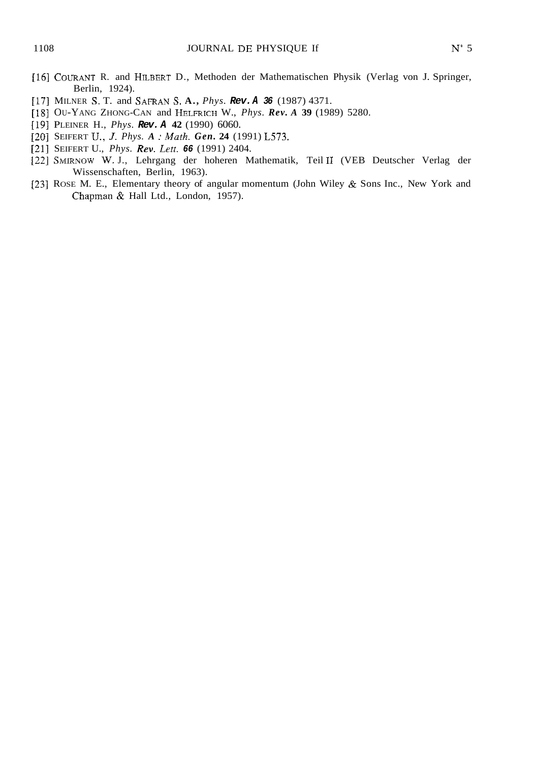[16] COURANT R. and HILBERT D., Methoden der Mathematischen Physik (Verlag von J. Springer, Berlin, 1924).

[17] MILNER S. T. and SAFRAN S. A., *Phys. Rev. A* **36** (1987) 4371.

[18] OU-YANG ZHONG-CAN and HELFRICH W., *Phys. Rev. A* **39** (1989) 5280.

[19] PLEINER H., *Phys. Rev. A* **42** (1990) 6060.

[20] SEIFERT U., *J. Phys. A : Math. Gen.* **24** (1991) L573.

[21] SEIFERT U., *Phys. Rev. Lett.* **66** (1991) 2404.

[22] SMIRNOW W. J., Lehrgang der hoheren Mathematik, Teil II (VEB Deutscher Verlag der Wissenschaften, Berlin, 1963).

[23] ROSE M. E., Elementary theory of angular momentum (John Wiley & Sons Inc., New York and Chapman & Hall Ltd., London, 1957).